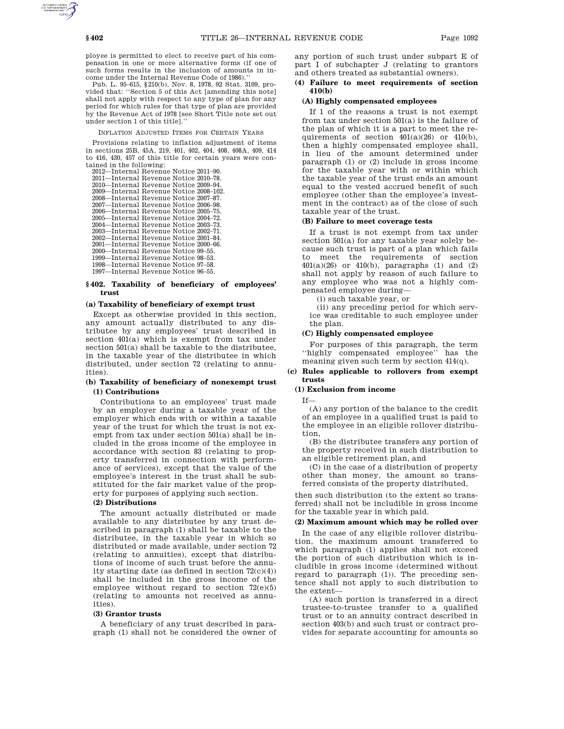ployee is permitted to elect to receive part of his compensation in one or more alternative forms (if one of such forms results in the inclusion of amounts in income under the Internal Revenue Code of 1986).''

Pub. L. 95–615, §210(b), Nov. 8, 1978, 92 Stat. 3109, provided that: ''Section 5 of this Act [amending this note] shall not apply with respect to any type of plan for any period for which rules for that type of plan are provided by the Revenue Act of 1978 [see Short Title note set out under section 1 of this title].''

INFLATION ADJUSTED ITEMS FOR CERTAIN YEARS

Provisions relating to inflation adjustment of items in sections 25B, 45A, 219, 401, 402, 404, 408, 408A, 409, 414 to 416, 430, 457 of this title for certain years were contained in the following:

2012—Internal Revenue Notice 2011–90.
2011—Internal Revenue Notice 2010–78.
2010—Internal Revenue Notice 2009–94.
2009—Internal Revenue Notice 2008–102.
2008—Internal Revenue Notice 2007–87.
2007—Internal Revenue Notice 2006–98.
2006—Internal Revenue Notice 2005–75.
2005—Internal Revenue Notice 2004–72.
2004—Internal Revenue Notice 2003–73.
2003—Internal Revenue Notice 2002–71.
2002—Internal Revenue Notice 2001–84.
2001—Internal Revenue Notice 2000–66.
2000—Internal Revenue Notice 99–55.
1999—Internal Revenue Notice 98–53.
1998—Internal Revenue Notice 97–58.
1997—Internal Revenue Notice 96–55.

## §402. Taxability of beneficiary of employees' trust

### (a) Taxability of beneficiary of exempt trust

Except as otherwise provided in this section, any amount actually distributed to any distributee by any employees' trust described in section 401(a) which is exempt from tax under section 501(a) shall be taxable to the distributee, in the taxable year of the distributee in which distributed, under section 72 (relating to annuities).

### (b) Taxability of beneficiary of nonexempt trust

#### (1) Contributions

Contributions to an employees' trust made by an employer during a taxable year of the employer which ends with or within a taxable year of the trust for which the trust is not exempt from tax under section 501(a) shall be included in the gross income of the employee in accordance with section 83 (relating to property transferred in connection with performance of services), except that the value of the employee's interest in the trust shall be substituted for the fair market value of the property for purposes of applying such section.

#### (2) Distributions

The amount actually distributed or made available to any distributee by any trust described in paragraph (1) shall be taxable to the distributee, in the taxable year in which so distributed or made available, under section 72 (relating to annuities), except that distributions of income of such trust before the annuity starting date (as defined in section 72(c)(4)) shall be included in the gross income of the employee without regard to section 72(e)(5) (relating to amounts not received as annuities).

#### (3) Grantor trusts

A beneficiary of any trust described in paragraph (1) shall not be considered the owner of any portion of such trust under subpart E of part I of subchapter J (relating to grantors and others treated as substantial owners).

#### (4) Failure to meet requirements of section 410(b)

##### (A) Highly compensated employees

If 1 of the reasons a trust is not exempt from tax under section 501(a) is the failure of the plan of which it is a part to meet the requirements of section 401(a)(26) or 410(b), then a highly compensated employee shall, in lieu of the amount determined under paragraph (1) or (2) include in gross income for the taxable year with or within which the taxable year of the trust ends an amount equal to the vested accrued benefit of such employee (other than the employee's investment in the contract) as of the close of such taxable year of the trust.

##### (B) Failure to meet coverage tests

If a trust is not exempt from tax under section 501(a) for any taxable year solely because such trust is part of a plan which fails to meet the requirements of section 401(a)(26) or 410(b), paragraphs (1) and (2) shall not apply by reason of such failure to any employee who was not a highly compensated employee during—

(i) such taxable year, or

(ii) any preceding period for which service was creditable to such employee under the plan.

##### (C) Highly compensated employee

For purposes of this paragraph, the term ''highly compensated employee'' has the meaning given such term by section 414(q).

### (c) Rules applicable to rollovers from exempt trusts

#### (1) Exclusion from income

If—

(A) any portion of the balance to the credit of an employee in a qualified trust is paid to the employee in an eligible rollover distribution,

(B) the distributee transfers any portion of the property received in such distribution to an eligible retirement plan, and

(C) in the case of a distribution of property other than money, the amount so transferred consists of the property distributed,

then such distribution (to the extent so transferred) shall not be includible in gross income for the taxable year in which paid.

#### (2) Maximum amount which may be rolled over

In the case of any eligible rollover distribution, the maximum amount transferred to which paragraph (1) applies shall not exceed the portion of such distribution which is includible in gross income (determined without regard to paragraph (1)). The preceding sentence shall not apply to such distribution to the extent—

(A) such portion is transferred in a direct trustee-to-trustee transfer to a qualified trust or to an annuity contract described in section 403(b) and such trust or contract provides for separate accounting for amounts so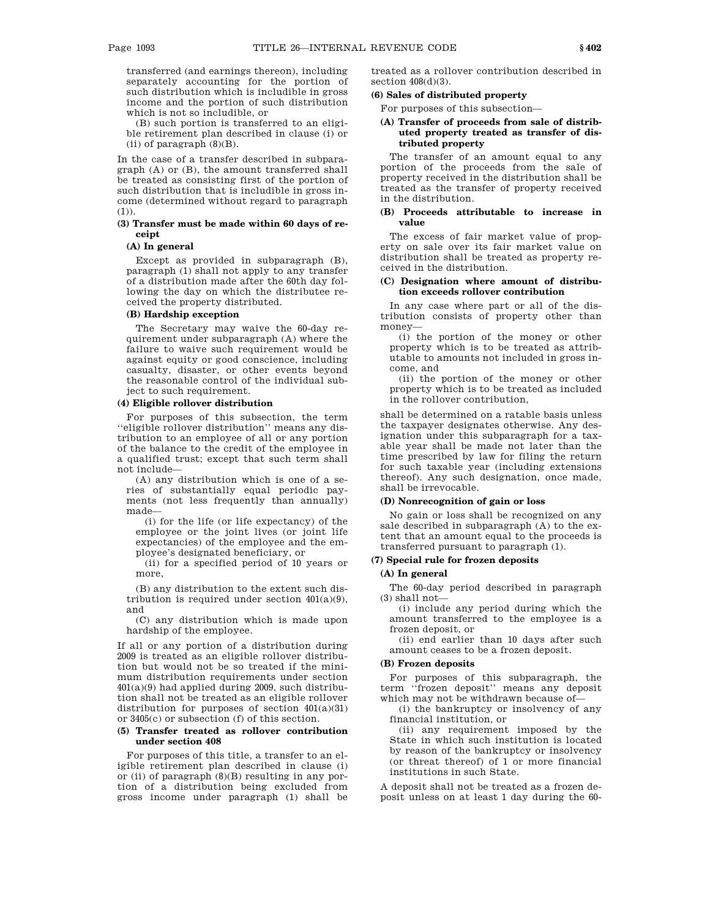transferred (and earnings thereon), including separately accounting for the portion of such distribution which is includible in gross income and the portion of such distribution which is not so includible, or

(B) such portion is transferred to an eligible retirement plan described in clause (i) or (ii) of paragraph (8)(B).

In the case of a transfer described in subparagraph (A) or (B), the amount transferred shall be treated as consisting first of the portion of such distribution that is includible in gross income (determined without regard to paragraph (1)).

**(3) Transfer must be made within 60 days of receipt**

**(A) In general**

Except as provided in subparagraph (B), paragraph (1) shall not apply to any transfer of a distribution made after the 60th day following the day on which the distributee received the property distributed.

**(B) Hardship exception**

The Secretary may waive the 60-day requirement under subparagraph (A) where the failure to waive such requirement would be against equity or good conscience, including casualty, disaster, or other events beyond the reasonable control of the individual subject to such requirement.

**(4) Eligible rollover distribution**

For purposes of this subsection, the term ''eligible rollover distribution'' means any distribution to an employee of all or any portion of the balance to the credit of the employee in a qualified trust; except that such term shall not include—

(A) any distribution which is one of a series of substantially equal periodic payments (not less frequently than annually) made—

(i) for the life (or life expectancy) of the employee or the joint lives (or joint life expectancies) of the employee and the employee's designated beneficiary, or

(ii) for a specified period of 10 years or more,

(B) any distribution to the extent such distribution is required under section 401(a)(9), and

(C) any distribution which is made upon hardship of the employee.

If all or any portion of a distribution during 2009 is treated as an eligible rollover distribution but would not be so treated if the minimum distribution requirements under section 401(a)(9) had applied during 2009, such distribution shall not be treated as an eligible rollover distribution for purposes of section 401(a)(31) or 3405(c) or subsection (f) of this section.

**(5) Transfer treated as rollover contribution under section 408**

For purposes of this title, a transfer to an eligible retirement plan described in clause (i) or (ii) of paragraph (8)(B) resulting in any portion of a distribution being excluded from gross income under paragraph (1) shall be treated as a rollover contribution described in section 408(d)(3).

**(6) Sales of distributed property**

For purposes of this subsection—

**(A) Transfer of proceeds from sale of distributed property treated as transfer of distributed property**

The transfer of an amount equal to any portion of the proceeds from the sale of property received in the distribution shall be treated as the transfer of property received in the distribution.

**(B) Proceeds attributable to increase in value**

The excess of fair market value of property on sale over its fair market value on distribution shall be treated as property received in the distribution.

**(C) Designation where amount of distribution exceeds rollover contribution**

In any case where part or all of the distribution consists of property other than money—

(i) the portion of the money or other property which is to be treated as attributable to amounts not included in gross income, and

(ii) the portion of the money or other property which is to be treated as included in the rollover contribution,

shall be determined on a ratable basis unless the taxpayer designates otherwise. Any designation under this subparagraph for a taxable year shall be made not later than the time prescribed by law for filing the return for such taxable year (including extensions thereof). Any such designation, once made, shall be irrevocable.

**(D) Nonrecognition of gain or loss**

No gain or loss shall be recognized on any sale described in subparagraph (A) to the extent that an amount equal to the proceeds is transferred pursuant to paragraph (1).

**(7) Special rule for frozen deposits**

**(A) In general**

The 60-day period described in paragraph (3) shall not—

(i) include any period during which the amount transferred to the employee is a frozen deposit, or

(ii) end earlier than 10 days after such amount ceases to be a frozen deposit.

**(B) Frozen deposits**

For purposes of this subparagraph, the term ''frozen deposit'' means any deposit which may not be withdrawn because of—

(i) the bankruptcy or insolvency of any financial institution, or

(ii) any requirement imposed by the State in which such institution is located by reason of the bankruptcy or insolvency (or threat thereof) of 1 or more financial institutions in such State.

A deposit shall not be treated as a frozen deposit unless on at least 1 day during the 60-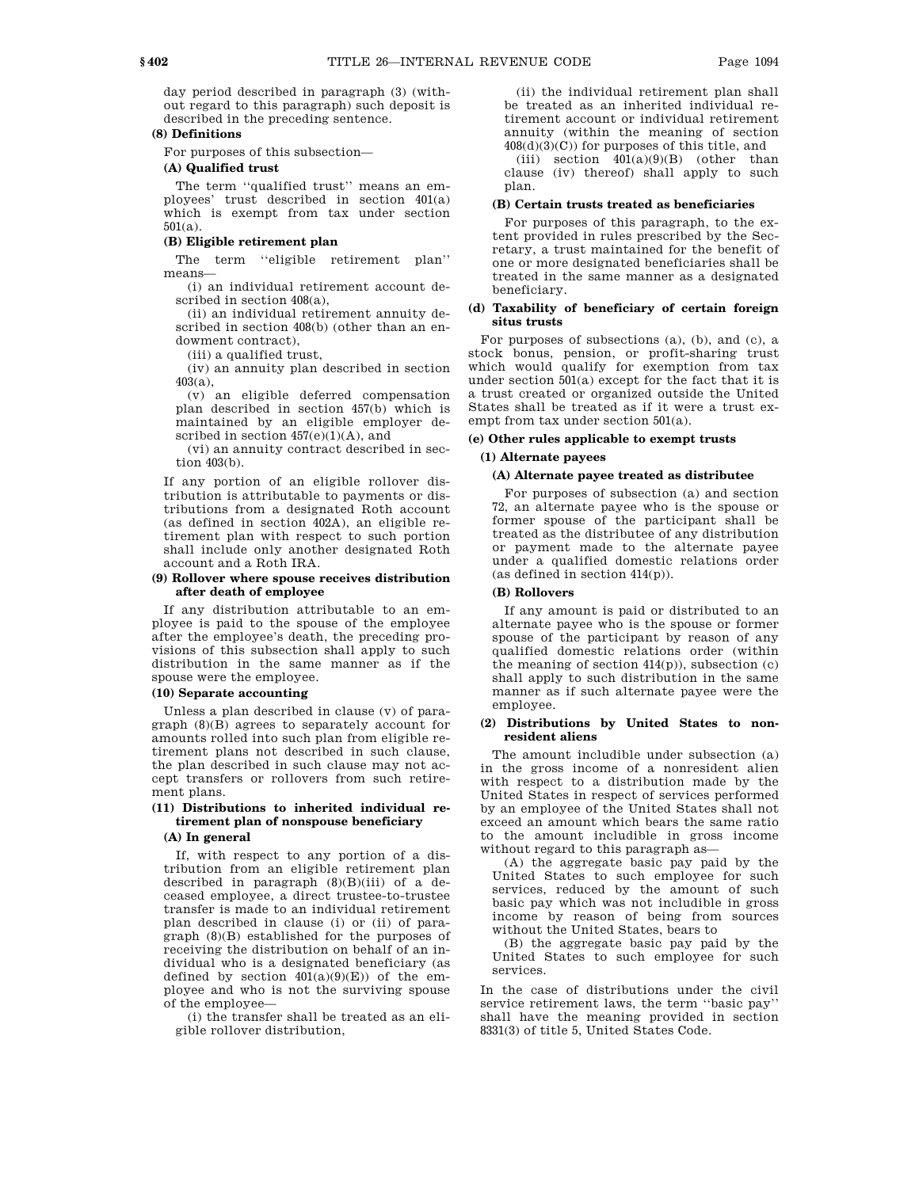day period described in paragraph (3) (without regard to this paragraph) such deposit is described in the preceding sentence.

**(8) Definitions**

For purposes of this subsection—

**(A) Qualified trust**

The term ''qualified trust'' means an employees' trust described in section 401(a) which is exempt from tax under section 501(a).

**(B) Eligible retirement plan**

The term ''eligible retirement plan'' means—

(i) an individual retirement account described in section 408(a),

(ii) an individual retirement annuity described in section 408(b) (other than an endowment contract),

(iii) a qualified trust,

(iv) an annuity plan described in section 403(a),

(v) an eligible deferred compensation plan described in section 457(b) which is maintained by an eligible employer described in section 457(e)(1)(A), and

(vi) an annuity contract described in section 403(b).

If any portion of an eligible rollover distribution is attributable to payments or distributions from a designated Roth account (as defined in section 402A), an eligible retirement plan with respect to such portion shall include only another designated Roth account and a Roth IRA.

**(9) Rollover where spouse receives distribution after death of employee**

If any distribution attributable to an employee is paid to the spouse of the employee after the employee's death, the preceding provisions of this subsection shall apply to such distribution in the same manner as if the spouse were the employee.

**(10) Separate accounting**

Unless a plan described in clause (v) of paragraph (8)(B) agrees to separately account for amounts rolled into such plan from eligible retirement plans not described in such clause, the plan described in such clause may not accept transfers or rollovers from such retirement plans.

**(11) Distributions to inherited individual retirement plan of nonspouse beneficiary**

**(A) In general**

If, with respect to any portion of a distribution from an eligible retirement plan described in paragraph (8)(B)(iii) of a deceased employee, a direct trustee-to-trustee transfer is made to an individual retirement plan described in clause (i) or (ii) of paragraph (8)(B) established for the purposes of receiving the distribution on behalf of an individual who is a designated beneficiary (as defined by section 401(a)(9)(E)) of the employee and who is not the surviving spouse of the employee—

(i) the transfer shall be treated as an eligible rollover distribution,

(ii) the individual retirement plan shall be treated as an inherited individual retirement account or individual retirement annuity (within the meaning of section 408(d)(3)(C)) for purposes of this title, and

(iii) section 401(a)(9)(B) (other than clause (iv) thereof) shall apply to such plan.

**(B) Certain trusts treated as beneficiaries**

For purposes of this paragraph, to the extent provided in rules prescribed by the Secretary, a trust maintained for the benefit of one or more designated beneficiaries shall be treated in the same manner as a designated beneficiary.

**(d) Taxability of beneficiary of certain foreign situs trusts**

For purposes of subsections (a), (b), and (c), a stock bonus, pension, or profit-sharing trust which would qualify for exemption from tax under section 501(a) except for the fact that it is a trust created or organized outside the United States shall be treated as if it were a trust exempt from tax under section 501(a).

**(e) Other rules applicable to exempt trusts**

**(1) Alternate payees**

**(A) Alternate payee treated as distributee**

For purposes of subsection (a) and section 72, an alternate payee who is the spouse or former spouse of the participant shall be treated as the distributee of any distribution or payment made to the alternate payee under a qualified domestic relations order (as defined in section 414(p)).

**(B) Rollovers**

If any amount is paid or distributed to an alternate payee who is the spouse or former spouse of the participant by reason of any qualified domestic relations order (within the meaning of section 414(p)), subsection (c) shall apply to such distribution in the same manner as if such alternate payee were the employee.

**(2) Distributions by United States to nonresident aliens**

The amount includible under subsection (a) in the gross income of a nonresident alien with respect to a distribution made by the United States in respect of services performed by an employee of the United States shall not exceed an amount which bears the same ratio to the amount includible in gross income without regard to this paragraph as—

(A) the aggregate basic pay paid by the United States to such employee for such services, reduced by the amount of such basic pay which was not includible in gross income by reason of being from sources without the United States, bears to

(B) the aggregate basic pay paid by the United States to such employee for such services.

In the case of distributions under the civil service retirement laws, the term ''basic pay'' shall have the meaning provided in section 8331(3) of title 5, United States Code.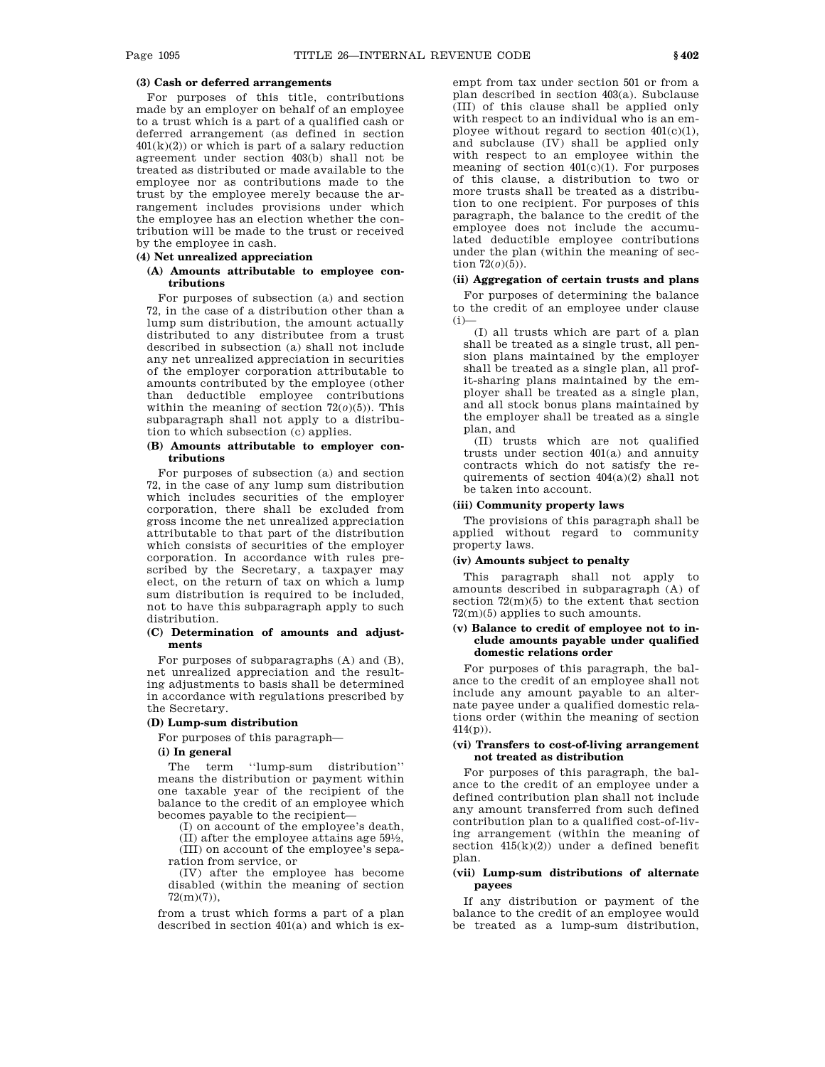**(3) Cash or deferred arrangements**

For purposes of this title, contributions made by an employer on behalf of an employee to a trust which is a part of a qualified cash or deferred arrangement (as defined in section 401(k)(2)) or which is part of a salary reduction agreement under section 403(b) shall not be treated as distributed or made available to the employee nor as contributions made to the trust by the employee merely because the arrangement includes provisions under which the employee has an election whether the contribution will be made to the trust or received by the employee in cash.

**(4) Net unrealized appreciation**

**(A) Amounts attributable to employee contributions**

For purposes of subsection (a) and section 72, in the case of a distribution other than a lump sum distribution, the amount actually distributed to any distributee from a trust described in subsection (a) shall not include any net unrealized appreciation in securities of the employer corporation attributable to amounts contributed by the employee (other than deductible employee contributions within the meaning of section 72(*o*)(5)). This subparagraph shall not apply to a distribution to which subsection (c) applies.

**(B) Amounts attributable to employer contributions**

For purposes of subsection (a) and section 72, in the case of any lump sum distribution which includes securities of the employer corporation, there shall be excluded from gross income the net unrealized appreciation attributable to that part of the distribution which consists of securities of the employer corporation. In accordance with rules prescribed by the Secretary, a taxpayer may elect, on the return of tax on which a lump sum distribution is required to be included, not to have this subparagraph apply to such distribution.

**(C) Determination of amounts and adjustments**

For purposes of subparagraphs (A) and (B), net unrealized appreciation and the resulting adjustments to basis shall be determined in accordance with regulations prescribed by the Secretary.

**(D) Lump-sum distribution**

For purposes of this paragraph—

**(i) In general**

The term ''lump-sum distribution'' means the distribution or payment within one taxable year of the recipient of the balance to the credit of an employee which becomes payable to the recipient—

(I) on account of the employee's death,

(II) after the employee attains age 59½,

(III) on account of the employee's separation from service, or

(IV) after the employee has become disabled (within the meaning of section 72(m)(7)),

from a trust which forms a part of a plan described in section 401(a) and which is exempt from tax under section 501 or from a plan described in section 403(a). Subclause (III) of this clause shall be applied only with respect to an individual who is an employee without regard to section 401(c)(1), and subclause (IV) shall be applied only with respect to an employee within the meaning of section 401(c)(1). For purposes of this clause, a distribution to two or more trusts shall be treated as a distribution to one recipient. For purposes of this paragraph, the balance to the credit of the employee does not include the accumulated deductible employee contributions under the plan (within the meaning of section 72(*o*)(5)).

**(ii) Aggregation of certain trusts and plans**

For purposes of determining the balance to the credit of an employee under clause (i)—

(I) all trusts which are part of a plan shall be treated as a single trust, all pension plans maintained by the employer shall be treated as a single plan, all profit-sharing plans maintained by the employer shall be treated as a single plan, and all stock bonus plans maintained by the employer shall be treated as a single plan, and

(II) trusts which are not qualified trusts under section 401(a) and annuity contracts which do not satisfy the requirements of section 404(a)(2) shall not be taken into account.

**(iii) Community property laws**

The provisions of this paragraph shall be applied without regard to community property laws.

**(iv) Amounts subject to penalty**

This paragraph shall not apply to amounts described in subparagraph (A) of section 72(m)(5) to the extent that section 72(m)(5) applies to such amounts.

**(v) Balance to credit of employee not to include amounts payable under qualified domestic relations order**

For purposes of this paragraph, the balance to the credit of an employee shall not include any amount payable to an alternate payee under a qualified domestic relations order (within the meaning of section 414(p)).

**(vi) Transfers to cost-of-living arrangement not treated as distribution**

For purposes of this paragraph, the balance to the credit of an employee under a defined contribution plan shall not include any amount transferred from such defined contribution plan to a qualified cost-of-living arrangement (within the meaning of section 415(k)(2)) under a defined benefit plan.

**(vii) Lump-sum distributions of alternate payees**

If any distribution or payment of the balance to the credit of an employee would be treated as a lump-sum distribution,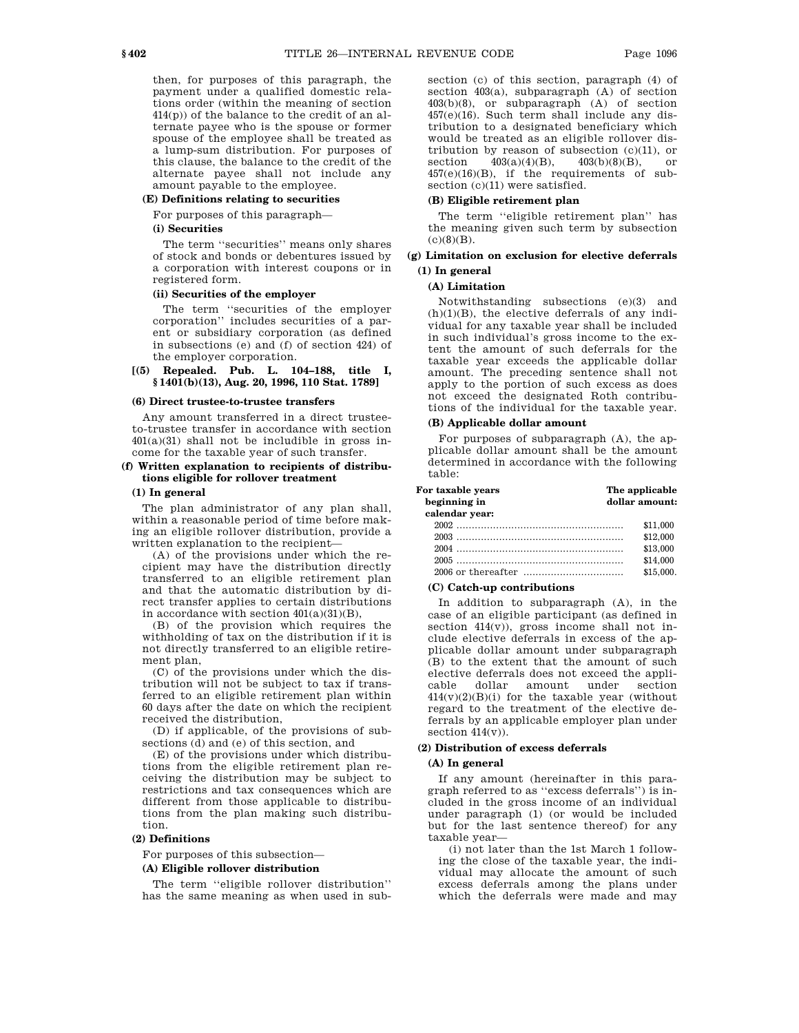then, for purposes of this paragraph, the payment under a qualified domestic relations order (within the meaning of section 414(p)) of the balance to the credit of an alternate payee who is the spouse or former spouse of the employee shall be treated as a lump-sum distribution. For purposes of this clause, the balance to the credit of the alternate payee shall not include any amount payable to the employee.

**(E) Definitions relating to securities**

For purposes of this paragraph—

**(i) Securities**

The term ''securities'' means only shares of stock and bonds or debentures issued by a corporation with interest coupons or in registered form.

**(ii) Securities of the employer**

The term ''securities of the employer corporation'' includes securities of a parent or subsidiary corporation (as defined in subsections (e) and (f) of section 424) of the employer corporation.

**[(5) Repealed. Pub. L. 104–188, title I, §1401(b)(13), Aug. 20, 1996, 110 Stat. 1789]**

**(6) Direct trustee-to-trustee transfers**

Any amount transferred in a direct trustee-to-trustee transfer in accordance with section 401(a)(31) shall not be includible in gross income for the taxable year of such transfer.

**(f) Written explanation to recipients of distributions eligible for rollover treatment**

**(1) In general**

The plan administrator of any plan shall, within a reasonable period of time before making an eligible rollover distribution, provide a written explanation to the recipient—

(A) of the provisions under which the recipient may have the distribution directly transferred to an eligible retirement plan and that the automatic distribution by direct transfer applies to certain distributions in accordance with section 401(a)(31)(B),

(B) of the provision which requires the withholding of tax on the distribution if it is not directly transferred to an eligible retirement plan,

(C) of the provisions under which the distribution will not be subject to tax if transferred to an eligible retirement plan within 60 days after the date on which the recipient received the distribution,

(D) if applicable, of the provisions of subsections (d) and (e) of this section, and

(E) of the provisions under which distributions from the eligible retirement plan receiving the distribution may be subject to restrictions and tax consequences which are different from those applicable to distributions from the plan making such distribution.

**(2) Definitions**

For purposes of this subsection—

**(A) Eligible rollover distribution**

The term ''eligible rollover distribution'' has the same meaning as when used in subsection (c) of this section, paragraph (4) of section 403(a), subparagraph (A) of section 403(b)(8), or subparagraph (A) of section 457(e)(16). Such term shall include any distribution to a designated beneficiary which would be treated as an eligible rollover distribution by reason of subsection (c)(11), or section 403(a)(4)(B), 403(b)(8)(B), or 457(e)(16)(B), if the requirements of subsection (c)(11) were satisfied.

**(B) Eligible retirement plan**

The term ''eligible retirement plan'' has the meaning given such term by subsection (c)(8)(B).

**(g) Limitation on exclusion for elective deferrals**

**(1) In general**

**(A) Limitation**

Notwithstanding subsections (e)(3) and (h)(1)(B), the elective deferrals of any individual for any taxable year shall be included in such individual's gross income to the extent the amount of such deferrals for the taxable year exceeds the applicable dollar amount. The preceding sentence shall not apply to the portion of such excess as does not exceed the designated Roth contributions of the individual for the taxable year.

**(B) Applicable dollar amount**

For purposes of subparagraph (A), the applicable dollar amount shall be the amount determined in accordance with the following table:

| For taxable years beginning in calendar year: | The applicable dollar amount: |
|---|---|
| 2002 | $11,000 |
| 2003 | $12,000 |
| 2004 | $13,000 |
| 2005 | $14,000 |
| 2006 or thereafter | $15,000. |

**(C) Catch-up contributions**

In addition to subparagraph (A), in the case of an eligible participant (as defined in section 414(v)), gross income shall not include elective deferrals in excess of the applicable dollar amount under subparagraph (B) to the extent that the amount of such elective deferrals does not exceed the applicable dollar amount under section 414(v)(2)(B)(i) for the taxable year (without regard to the treatment of the elective deferrals by an applicable employer plan under section 414(v)).

**(2) Distribution of excess deferrals**

**(A) In general**

If any amount (hereinafter in this paragraph referred to as ''excess deferrals'') is included in the gross income of an individual under paragraph (1) (or would be included but for the last sentence thereof) for any taxable year—

(i) not later than the 1st March 1 following the close of the taxable year, the individual may allocate the amount of such excess deferrals among the plans under which the deferrals were made and may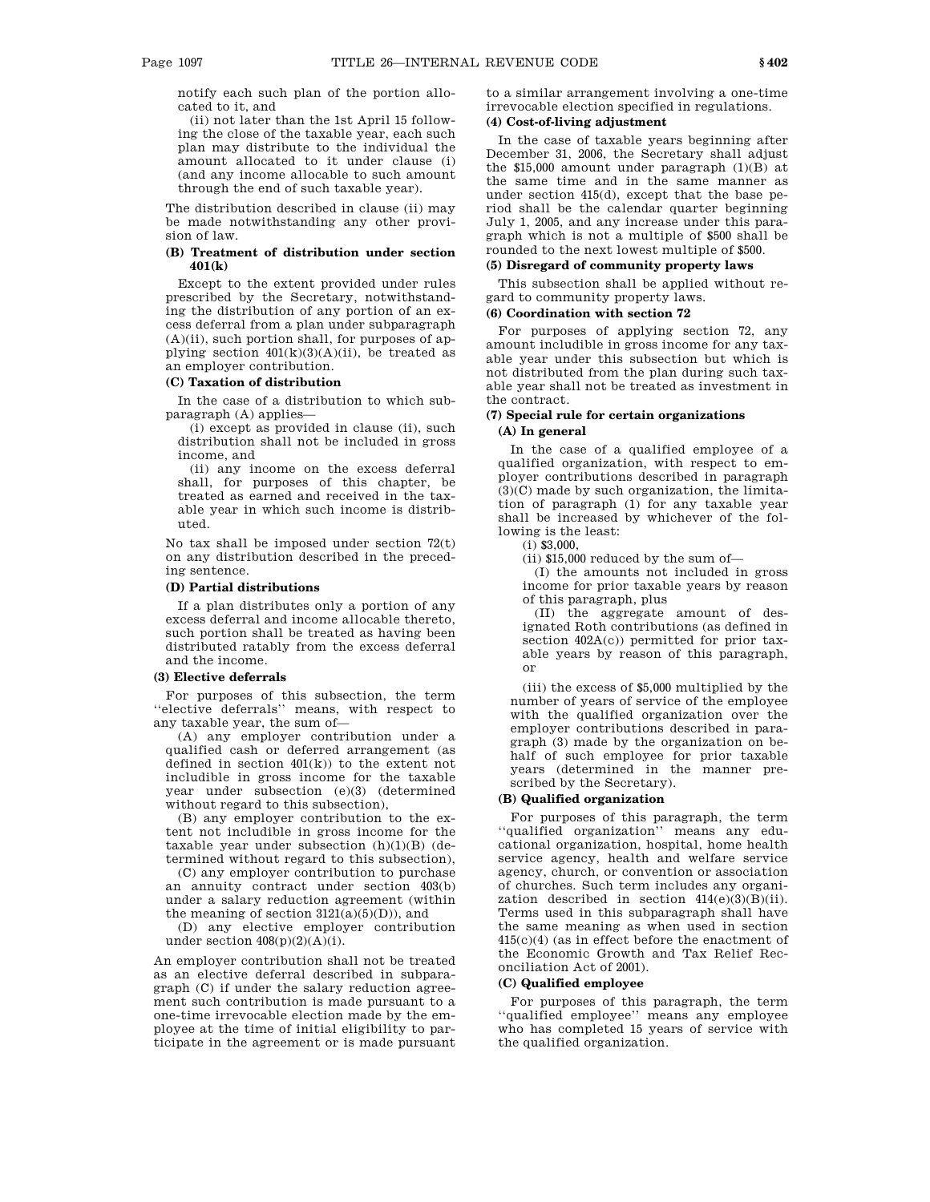notify each such plan of the portion allocated to it, and

(ii) not later than the 1st April 15 following the close of the taxable year, each such plan may distribute to the individual the amount allocated to it under clause (i) (and any income allocable to such amount through the end of such taxable year).

The distribution described in clause (ii) may be made notwithstanding any other provision of law.

#### (B) Treatment of distribution under section 401(k)

Except to the extent provided under rules prescribed by the Secretary, notwithstanding the distribution of any portion of an excess deferral from a plan under subparagraph (A)(ii), such portion shall, for purposes of applying section 401(k)(3)(A)(ii), be treated as an employer contribution.

#### (C) Taxation of distribution

In the case of a distribution to which subparagraph (A) applies—

(i) except as provided in clause (ii), such distribution shall not be included in gross income, and

(ii) any income on the excess deferral shall, for purposes of this chapter, be treated as earned and received in the taxable year in which such income is distributed.

No tax shall be imposed under section 72(t) on any distribution described in the preceding sentence.

#### (D) Partial distributions

If a plan distributes only a portion of any excess deferral and income allocable thereto, such portion shall be treated as having been distributed ratably from the excess deferral and the income.

### (3) Elective deferrals

For purposes of this subsection, the term ''elective deferrals'' means, with respect to any taxable year, the sum of—

(A) any employer contribution under a qualified cash or deferred arrangement (as defined in section 401(k)) to the extent not includible in gross income for the taxable year under subsection (e)(3) (determined without regard to this subsection),

(B) any employer contribution to the extent not includible in gross income for the taxable year under subsection (h)(1)(B) (determined without regard to this subsection),

(C) any employer contribution to purchase an annuity contract under section 403(b) under a salary reduction agreement (within the meaning of section 3121(a)(5)(D)), and

(D) any elective employer contribution under section 408(p)(2)(A)(i).

An employer contribution shall not be treated as an elective deferral described in subparagraph (C) if under the salary reduction agreement such contribution is made pursuant to a one-time irrevocable election made by the employee at the time of initial eligibility to participate in the agreement or is made pursuant to a similar arrangement involving a one-time irrevocable election specified in regulations.

### (4) Cost-of-living adjustment

In the case of taxable years beginning after December 31, 2006, the Secretary shall adjust the $15,000 amount under paragraph (1)(B) at the same time and in the same manner as under section 415(d), except that the base period shall be the calendar quarter beginning July 1, 2005, and any increase under this paragraph which is not a multiple of $500 shall be rounded to the next lowest multiple of $500.

### (5) Disregard of community property laws

This subsection shall be applied without regard to community property laws.

### (6) Coordination with section 72

For purposes of applying section 72, any amount includible in gross income for any taxable year under this subsection but which is not distributed from the plan during such taxable year shall not be treated as investment in the contract.

### (7) Special rule for certain organizations

#### (A) In general

In the case of a qualified employee of a qualified organization, with respect to employer contributions described in paragraph (3)(C) made by such organization, the limitation of paragraph (1) for any taxable year shall be increased by whichever of the following is the least:

(i) $3,000,

(ii) $15,000 reduced by the sum of—

(I) the amounts not included in gross income for prior taxable years by reason of this paragraph, plus

(II) the aggregate amount of designated Roth contributions (as defined in section 402A(c)) permitted for prior taxable years by reason of this paragraph, or

(iii) the excess of $5,000 multiplied by the number of years of service of the employee with the qualified organization over the employer contributions described in paragraph (3) made by the organization on behalf of such employee for prior taxable years (determined in the manner prescribed by the Secretary).

#### (B) Qualified organization

For purposes of this paragraph, the term ''qualified organization'' means any educational organization, hospital, home health service agency, health and welfare service agency, church, or convention or association of churches. Such term includes any organization described in section 414(e)(3)(B)(ii). Terms used in this subparagraph shall have the same meaning as when used in section 415(c)(4) (as in effect before the enactment of the Economic Growth and Tax Relief Reconciliation Act of 2001).

#### (C) Qualified employee

For purposes of this paragraph, the term ''qualified employee'' means any employee who has completed 15 years of service with the qualified organization.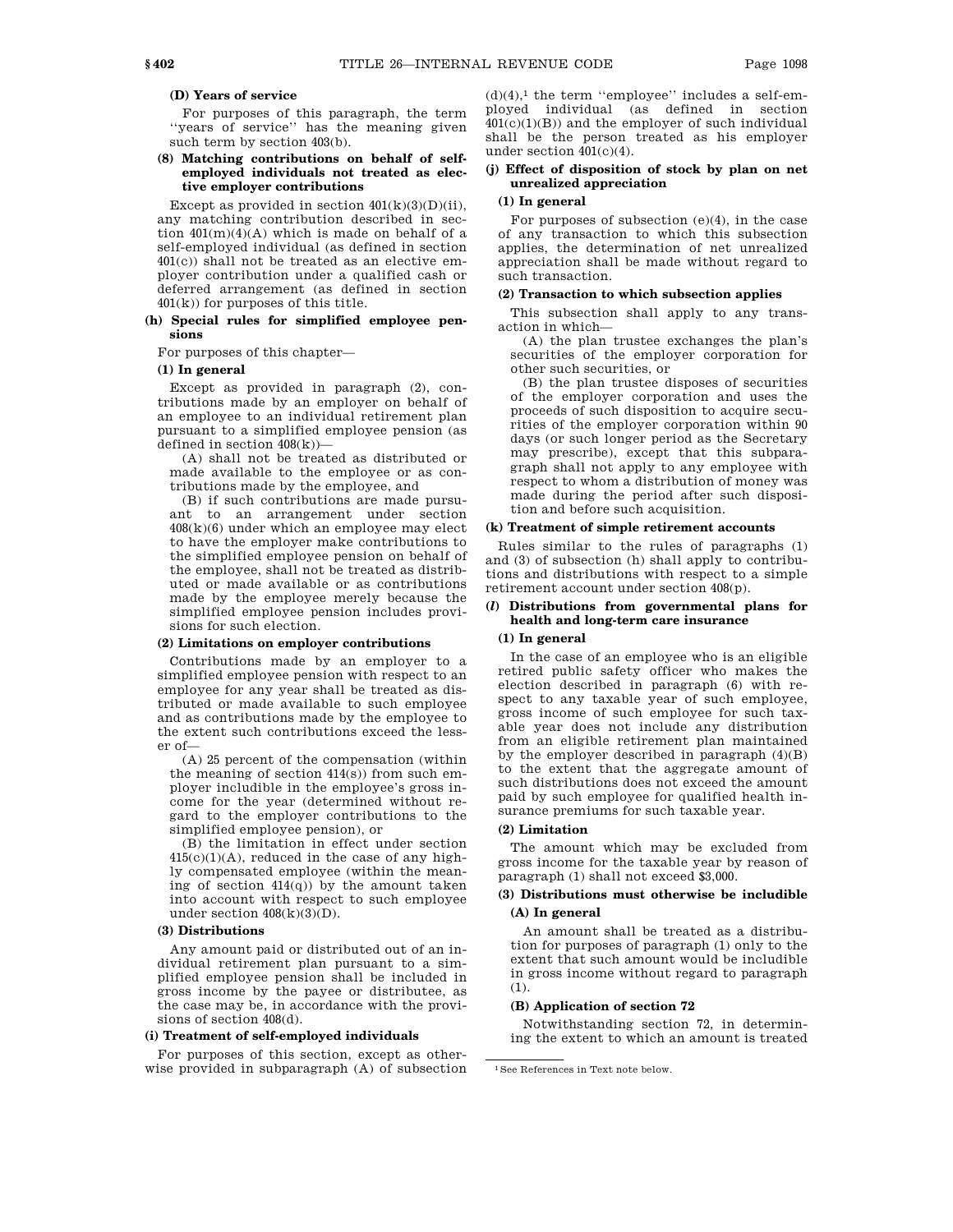**(D) Years of service**

For purposes of this paragraph, the term ''years of service'' has the meaning given such term by section 403(b).

**(8) Matching contributions on behalf of self-employed individuals not treated as elective employer contributions**

Except as provided in section 401(k)(3)(D)(ii), any matching contribution described in section 401(m)(4)(A) which is made on behalf of a self-employed individual (as defined in section 401(c)) shall not be treated as an elective employer contribution under a qualified cash or deferred arrangement (as defined in section 401(k)) for purposes of this title.

**(h) Special rules for simplified employee pensions**

For purposes of this chapter—

**(1) In general**

Except as provided in paragraph (2), contributions made by an employer on behalf of an employee to an individual retirement plan pursuant to a simplified employee pension (as defined in section 408(k))—

(A) shall not be treated as distributed or made available to the employee or as contributions made by the employee, and

(B) if such contributions are made pursuant to an arrangement under section 408(k)(6) under which an employee may elect to have the employer make contributions to the simplified employee pension on behalf of the employee, shall not be treated as distributed or made available or as contributions made by the employee merely because the simplified employee pension includes provisions for such election.

**(2) Limitations on employer contributions**

Contributions made by an employer to a simplified employee pension with respect to an employee for any year shall be treated as distributed or made available to such employee and as contributions made by the employee to the extent such contributions exceed the lesser of—

(A) 25 percent of the compensation (within the meaning of section 414(s)) from such employer includible in the employee's gross income for the year (determined without regard to the employer contributions to the simplified employee pension), or

(B) the limitation in effect under section 415(c)(1)(A), reduced in the case of any highly compensated employee (within the meaning of section 414(q)) by the amount taken into account with respect to such employee under section 408(k)(3)(D).

**(3) Distributions**

Any amount paid or distributed out of an individual retirement plan pursuant to a simplified employee pension shall be included in gross income by the payee or distributee, as the case may be, in accordance with the provisions of section 408(d).

**(i) Treatment of self-employed individuals**

For purposes of this section, except as otherwise provided in subparagraph (A) of subsection (d)(4),[1] the term ''employee'' includes a self-employed individual (as defined in section 401(c)(1)(B)) and the employer of such individual shall be the person treated as his employer under section 401(c)(4).

**(j) Effect of disposition of stock by plan on net unrealized appreciation**

**(1) In general**

For purposes of subsection (e)(4), in the case of any transaction to which this subsection applies, the determination of net unrealized appreciation shall be made without regard to such transaction.

**(2) Transaction to which subsection applies**

This subsection shall apply to any transaction in which—

(A) the plan trustee exchanges the plan's securities of the employer corporation for other such securities, or

(B) the plan trustee disposes of securities of the employer corporation and uses the proceeds of such disposition to acquire securities of the employer corporation within 90 days (or such longer period as the Secretary may prescribe), except that this subparagraph shall not apply to any employee with respect to whom a distribution of money was made during the period after such disposition and before such acquisition.

**(k) Treatment of simple retirement accounts**

Rules similar to the rules of paragraphs (1) and (3) of subsection (h) shall apply to contributions and distributions with respect to a simple retirement account under section 408(p).

**(*l*) Distributions from governmental plans for health and long-term care insurance**

**(1) In general**

In the case of an employee who is an eligible retired public safety officer who makes the election described in paragraph (6) with respect to any taxable year of such employee, gross income of such employee for such taxable year does not include any distribution from an eligible retirement plan maintained by the employer described in paragraph (4)(B) to the extent that the aggregate amount of such distributions does not exceed the amount paid by such employee for qualified health insurance premiums for such taxable year.

**(2) Limitation**

The amount which may be excluded from gross income for the taxable year by reason of paragraph (1) shall not exceed $3,000.

**(3) Distributions must otherwise be includible**

**(A) In general**

An amount shall be treated as a distribution for purposes of paragraph (1) only to the extent that such amount would be includible in gross income without regard to paragraph (1).

**(B) Application of section 72**

Notwithstanding section 72, in determining the extent to which an amount is treated

[1] See References in Text note below.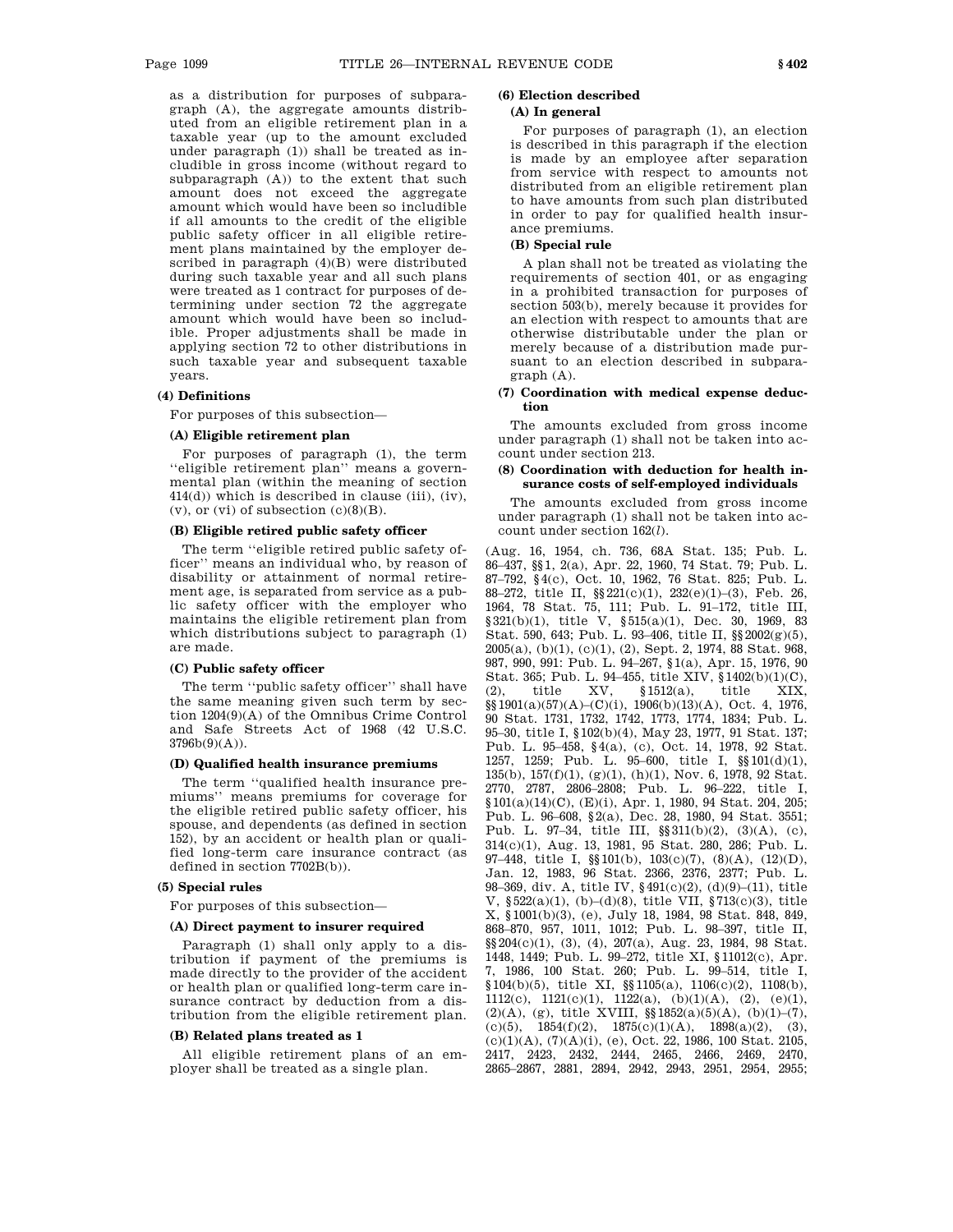as a distribution for purposes of subparagraph (A), the aggregate amounts distributed from an eligible retirement plan in a taxable year (up to the amount excluded under paragraph (1)) shall be treated as includible in gross income (without regard to subparagraph (A)) to the extent that such amount does not exceed the aggregate amount which would have been so includible if all amounts to the credit of the eligible public safety officer in all eligible retirement plans maintained by the employer described in paragraph (4)(B) were distributed during such taxable year and all such plans were treated as 1 contract for purposes of determining under section 72 the aggregate amount which would have been so includible. Proper adjustments shall be made in applying section 72 to other distributions in such taxable year and subsequent taxable years.

**(4) Definitions**

For purposes of this subsection—

**(A) Eligible retirement plan**

For purposes of paragraph (1), the term ''eligible retirement plan'' means a governmental plan (within the meaning of section 414(d)) which is described in clause (iii), (iv), (v), or (vi) of subsection (c)(8)(B).

**(B) Eligible retired public safety officer**

The term ''eligible retired public safety officer'' means an individual who, by reason of disability or attainment of normal retirement age, is separated from service as a public safety officer with the employer who maintains the eligible retirement plan from which distributions subject to paragraph (1) are made.

**(C) Public safety officer**

The term ''public safety officer'' shall have the same meaning given such term by section 1204(9)(A) of the Omnibus Crime Control and Safe Streets Act of 1968 (42 U.S.C. 3796b(9)(A)).

**(D) Qualified health insurance premiums**

The term ''qualified health insurance premiums'' means premiums for coverage for the eligible retired public safety officer, his spouse, and dependents (as defined in section 152), by an accident or health plan or qualified long-term care insurance contract (as defined in section 7702B(b)).

**(5) Special rules**

For purposes of this subsection—

**(A) Direct payment to insurer required**

Paragraph (1) shall only apply to a distribution if payment of the premiums is made directly to the provider of the accident or health plan or qualified long-term care insurance contract by deduction from a distribution from the eligible retirement plan.

**(B) Related plans treated as 1**

All eligible retirement plans of an employer shall be treated as a single plan.

**(6) Election described**

**(A) In general**

For purposes of paragraph (1), an election is described in this paragraph if the election is made by an employee after separation from service with respect to amounts not distributed from an eligible retirement plan to have amounts from such plan distributed in order to pay for qualified health insurance premiums.

**(B) Special rule**

A plan shall not be treated as violating the requirements of section 401, or as engaging in a prohibited transaction for purposes of section 503(b), merely because it provides for an election with respect to amounts that are otherwise distributable under the plan or merely because of a distribution made pursuant to an election described in subparagraph (A).

**(7) Coordination with medical expense deduction**

The amounts excluded from gross income under paragraph (1) shall not be taken into account under section 213.

**(8) Coordination with deduction for health insurance costs of self-employed individuals**

The amounts excluded from gross income under paragraph (1) shall not be taken into account under section 162(*l*).

(Aug. 16, 1954, ch. 736, 68A Stat. 135; Pub. L. 86–437, §§1, 2(a), Apr. 22, 1960, 74 Stat. 79; Pub. L. 87–792, §4(c), Oct. 10, 1962, 76 Stat. 825; Pub. L. 88–272, title II, §§221(c)(1), 232(e)(1)–(3), Feb. 26, 1964, 78 Stat. 75, 111; Pub. L. 91–172, title III, §321(b)(1), title V, §515(a)(1), Dec. 30, 1969, 83 Stat. 590, 643; Pub. L. 93–406, title II, §§2002(g)(5), 2005(a), (b)(1), (c)(1), (2), Sept. 2, 1974, 88 Stat. 968, 987, 990, 991: Pub. L. 94–267, §1(a), Apr. 15, 1976, 90 Stat. 365; Pub. L. 94–455, title XIV, §1402(b)(1)(C), (2), title XV, §1512(a), title XIX, §§1901(a)(57)(A)–(C)(i), 1906(b)(13)(A), Oct. 4, 1976, 90 Stat. 1731, 1732, 1742, 1773, 1774, 1834; Pub. L. 95–30, title I, §102(b)(4), May 23, 1977, 91 Stat. 137; Pub. L. 95–458, §4(a), (c), Oct. 14, 1978, 92 Stat. 1257, 1259; Pub. L. 95–600, title I, §§101(d)(1), 135(b), 157(f)(1), (g)(1), (h)(1), Nov. 6, 1978, 92 Stat. 2770, 2787, 2806–2808; Pub. L. 96–222, title I, §101(a)(14)(C), (E)(i), Apr. 1, 1980, 94 Stat. 204, 205; Pub. L. 96–608, §2(a), Dec. 28, 1980, 94 Stat. 3551; Pub. L. 97–34, title III, §§311(b)(2), (3)(A), (c), 314(c)(1), Aug. 13, 1981, 95 Stat. 280, 286; Pub. L. 97–448, title I, §§101(b), 103(c)(7), (8)(A), (12)(D), Jan. 12, 1983, 96 Stat. 2366, 2376, 2377; Pub. L. 98–369, div. A, title IV, §491(c)(2), (d)(9)–(11), title V, §522(a)(1), (b)–(d)(8), title VII, §713(c)(3), title X, §1001(b)(3), (e), July 18, 1984, 98 Stat. 848, 849, 868–870, 957, 1011, 1012; Pub. L. 98–397, title II, §§204(c)(1), (3), (4), 207(a), Aug. 23, 1984, 98 Stat. 1448, 1449; Pub. L. 99–272, title XI, §11012(c), Apr. 7, 1986, 100 Stat. 260; Pub. L. 99–514, title I, §104(b)(5), title XI, §§1105(a), 1106(c)(2), 1108(b), 1112(c), 1121(c)(1), 1122(a), (b)(1)(A), (2), (e)(1), (2)(A), (g), title XVIII, §§1852(a)(5)(A), (b)(1)–(7), (c)(5), 1854(f)(2), 1875(c)(1)(A), 1898(a)(2), (3), (c)(1)(A), (7)(A)(i), (e), Oct. 22, 1986, 100 Stat. 2105, 2417, 2423, 2432, 2444, 2465, 2466, 2469, 2470, 2865–2867, 2881, 2894, 2942, 2943, 2951, 2954, 2955;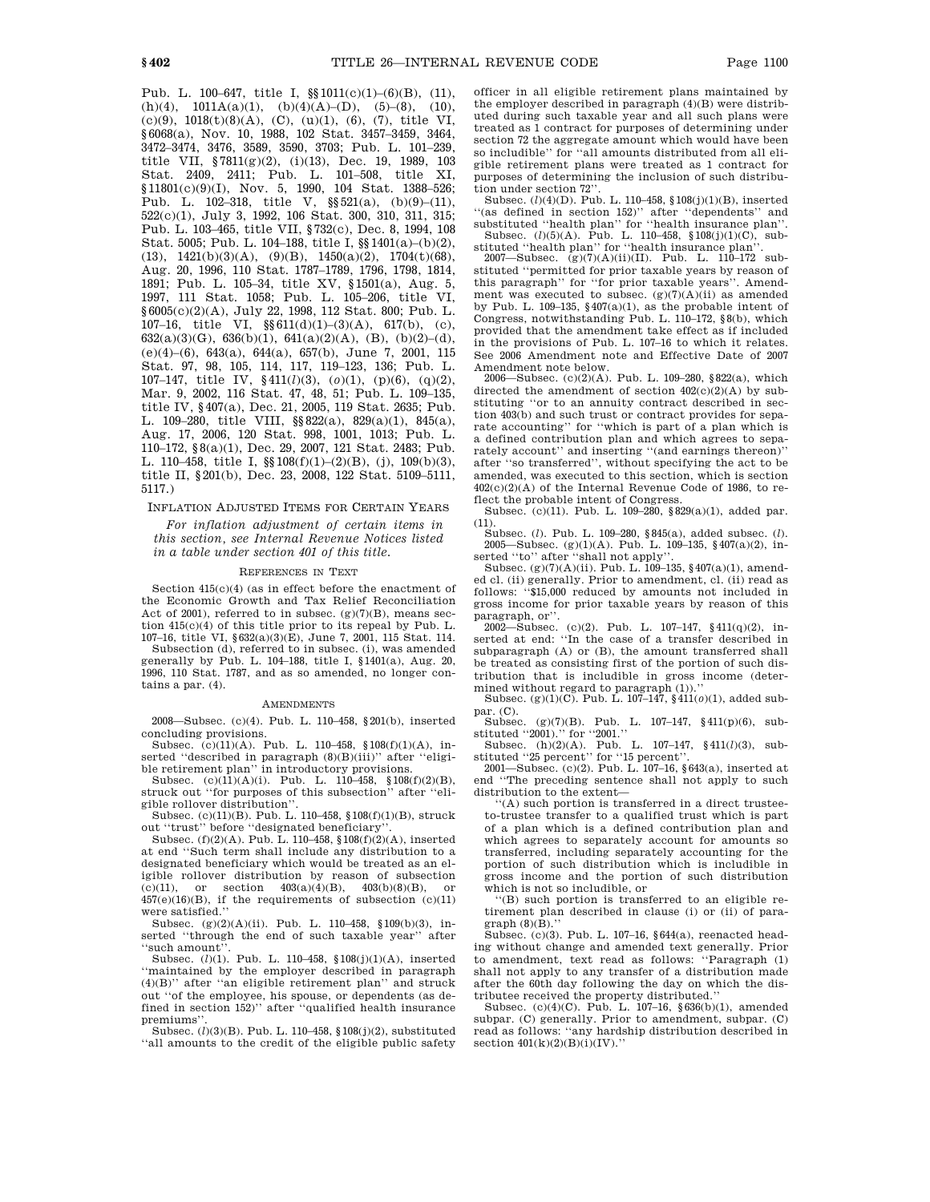Pub. L. 100–647, title I, §§1011(c)(1)–(6)(B), (11), (h)(4), 1011A(a)(1), (b)(4)(A)–(D), (5)–(8), (10), (c)(9), 1018(t)(8)(A), (C), (u)(1), (6), (7), title VI, §6068(a), Nov. 10, 1988, 102 Stat. 3457–3459, 3464, 3472–3474, 3476, 3589, 3590, 3703; Pub. L. 101–239, title VII, §7811(g)(2), (i)(13), Dec. 19, 1989, 103 Stat. 2409, 2411; Pub. L. 101–508, title XI, §11801(c)(9)(I), Nov. 5, 1990, 104 Stat. 1388–526; Pub. L. 102–318, title V, §§521(a), (b)(9)–(11), 522(c)(1), July 3, 1992, 106 Stat. 300, 310, 311, 315; Pub. L. 103–465, title VII, §732(c), Dec. 8, 1994, 108 Stat. 5005; Pub. L. 104–188, title I, §§1401(a)–(b)(2), (13), 1421(b)(3)(A), (9)(B), 1450(a)(2), 1704(t)(68), Aug. 20, 1996, 110 Stat. 1787–1789, 1796, 1798, 1814, 1891; Pub. L. 105–34, title XV, §1501(a), Aug. 5, 1997, 111 Stat. 1058; Pub. L. 105–206, title VI, §6005(c)(2)(A), July 22, 1998, 112 Stat. 800; Pub. L. 107–16, title VI, §§611(d)(1)–(3)(A), 617(b), (c), 632(a)(3)(G), 636(b)(1), 641(a)(2)(A), (B), (b)(2)–(d), (e)(4)–(6), 643(a), 644(a), 657(b), June 7, 2001, 115 Stat. 97, 98, 105, 114, 117, 119–123, 136; Pub. L. 107–147, title IV, §411(*l*)(3), (*o*)(1), (p)(6), (q)(2), Mar. 9, 2002, 116 Stat. 47, 48, 51; Pub. L. 109–135, title IV, §407(a), Dec. 21, 2005, 119 Stat. 2635; Pub. L. 109–280, title VIII, §§822(a), 829(a)(1), 845(a), Aug. 17, 2006, 120 Stat. 998, 1001, 1013; Pub. L. 110–172, §8(a)(1), Dec. 29, 2007, 121 Stat. 2483; Pub. L. 110–458, title I, §§108(f)(1)–(2)(B), (j), 109(b)(3), title II, §201(b), Dec. 23, 2008, 122 Stat. 5109–5111, 5117.)

## Inflation Adjusted Items for Certain Years

*For inflation adjustment of certain items in this section, see Internal Revenue Notices listed in a table under section 401 of this title.*

## References in Text

Section 415(c)(4) (as in effect before the enactment of the Economic Growth and Tax Relief Reconciliation Act of 2001), referred to in subsec. (g)(7)(B), means section 415(c)(4) of this title prior to its repeal by Pub. L. 107–16, title VI, §632(a)(3)(E), June 7, 2001, 115 Stat. 114.

Subsection (d), referred to in subsec. (i), was amended generally by Pub. L. 104–188, title I, §1401(a), Aug. 20, 1996, 110 Stat. 1787, and as so amended, no longer contains a par. (4).

## Amendments

2008—Subsec. (c)(4). Pub. L. 110–458, §201(b), inserted concluding provisions.

Subsec. (c)(11)(A). Pub. L. 110–458, §108(f)(1)(A), inserted "described in paragraph (8)(B)(iii)" after "eligible retirement plan" in introductory provisions.

Subsec. (c)(11)(A)(i). Pub. L. 110–458, §108(f)(2)(B), struck out "for purposes of this subsection" after "eligible rollover distribution".

Subsec. (c)(11)(B). Pub. L. 110–458, §108(f)(1)(B), struck out "trust" before "designated beneficiary".

Subsec. (f)(2)(A). Pub. L. 110–458, §108(f)(2)(A), inserted at end "Such term shall include any distribution to a designated beneficiary which would be treated as an eligible rollover distribution by reason of subsection (c)(11), or section 403(a)(4)(B), 403(b)(8)(B), or 457(e)(16)(B), if the requirements of subsection (c)(11) were satisfied."

Subsec. (g)(2)(A)(ii). Pub. L. 110–458, §109(b)(3), inserted "through the end of such taxable year" after "such amount".

Subsec. (*l*)(1). Pub. L. 110–458, §108(j)(1)(A), inserted "maintained by the employer described in paragraph (4)(B)" after "an eligible retirement plan" and struck out "of the employee, his spouse, or dependents (as defined in section 152)" after "qualified health insurance premiums".

Subsec. (*l*)(3)(B). Pub. L. 110–458, §108(j)(2), substituted "all amounts to the credit of the eligible public safety officer in all eligible retirement plans maintained by the employer described in paragraph (4)(B) were distributed during such taxable year and all such plans were treated as 1 contract for purposes of determining under section 72 the aggregate amount which would have been so includible" for "all amounts distributed from all eligible retirement plans were treated as 1 contract for purposes of determining the inclusion of such distribution under section 72".

Subsec. (*l*)(4)(D). Pub. L. 110–458, §108(j)(1)(B), inserted "(as defined in section 152)" after "dependents" and substituted "health plan" for "health insurance plan".

Subsec. (*l*)(5)(A). Pub. L. 110–458, §108(j)(1)(C), substituted "health plan" for "health insurance plan".

2007—Subsec. (g)(7)(A)(ii)(II). Pub. L. 110–172 substituted "permitted for prior taxable years by reason of this paragraph" for "for prior taxable years". Amendment was executed to subsec. (g)(7)(A)(ii) as amended by Pub. L. 109–135, §407(a)(1), as the probable intent of Congress, notwithstanding Pub. L. 110–172, §8(b), which provided that the amendment take effect as if included in the provisions of Pub. L. 107–16 to which it relates. See 2006 Amendment note and Effective Date of 2007 Amendment note below.

2006—Subsec. (c)(2)(A). Pub. L. 109–280, §822(a), which directed the amendment of section 402(c)(2)(A) by substituting "or to an annuity contract described in section 403(b) and such trust or contract provides for separate accounting" for "which is part of a plan which is a defined contribution plan and which agrees to separately account" and inserting "(and earnings thereon)" after "so transferred", without specifying the act to be amended, was executed to this section, which is section 402(c)(2)(A) of the Internal Revenue Code of 1986, to reflect the probable intent of Congress.

Subsec. (c)(11). Pub. L. 109–280, §829(a)(1), added par. (11).

Subsec. (*l*). Pub. L. 109–280, §845(a), added subsec. (*l*).

2005—Subsec. (g)(1)(A). Pub. L. 109–135, §407(a)(2), inserted "to" after "shall not apply".

Subsec. (g)(7)(A)(ii). Pub. L. 109–135, §407(a)(1), amended cl. (ii) generally. Prior to amendment, cl. (ii) read as follows: "$15,000 reduced by amounts not included in gross income for prior taxable years by reason of this paragraph, or".

2002—Subsec. (c)(2). Pub. L. 107–147, §411(q)(2), inserted at end: "In the case of a transfer described in subparagraph (A) or (B), the amount transferred shall be treated as consisting first of the portion of such distribution that is includible in gross income (determined without regard to paragraph (1))."

Subsec. (g)(1)(C). Pub. L. 107–147, §411(*o*)(1), added subpar. (C).

Subsec. (g)(7)(B). Pub. L. 107–147, §411(p)(6), substituted "2001)." for "2001."

Subsec. (h)(2)(A). Pub. L. 107–147, §411(*l*)(3), substituted "25 percent" for "15 percent".

2001—Subsec. (c)(2). Pub. L. 107–16, §643(a), inserted at end "The preceding sentence shall not apply to such distribution to the extent—

"(A) such portion is transferred in a direct trustee-to-trustee transfer to a qualified trust which is part of a plan which is a defined contribution plan and which agrees to separately account for amounts so transferred, including separately accounting for the portion of such distribution which is includible in gross income and the portion of such distribution which is not so includible, or

"(B) such portion is transferred to an eligible retirement plan described in clause (i) or (ii) of paragraph (8)(B)."

Subsec. (c)(3). Pub. L. 107–16, §644(a), reenacted heading without change and amended text generally. Prior to amendment, text read as follows: "Paragraph (1) shall not apply to any transfer of a distribution made after the 60th day following the day on which the distributee received the property distributed."

Subsec. (c)(4)(C). Pub. L. 107–16, §636(b)(1), amended subpar. (C) generally. Prior to amendment, subpar. (C) read as follows: "any hardship distribution described in section 401(k)(2)(B)(i)(IV)."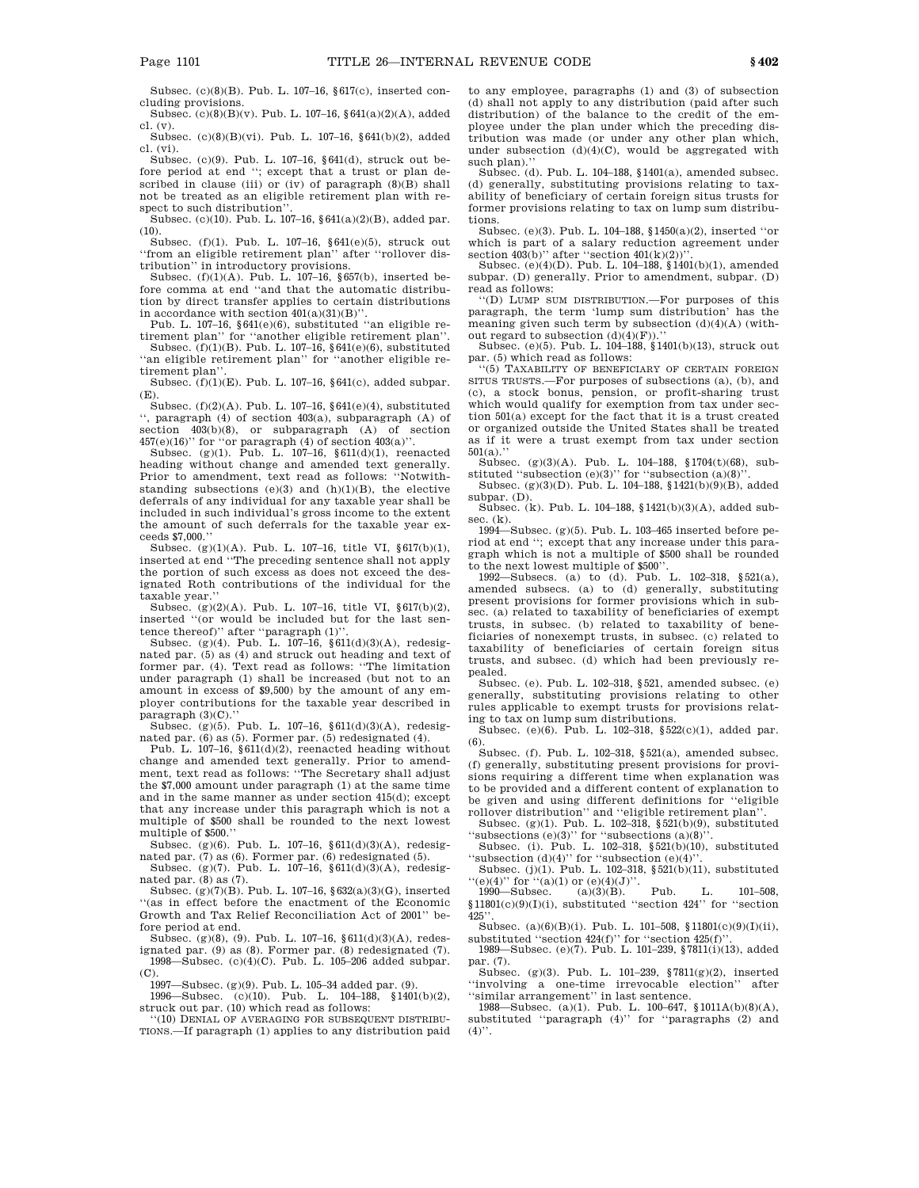Subsec. (c)(8)(B). Pub. L. 107–16, §617(c), inserted concluding provisions.

Subsec. (c)(8)(B)(v). Pub. L. 107–16, §641(a)(2)(A), added cl. (v).

Subsec. (c)(8)(B)(vi). Pub. L. 107–16, §641(b)(2), added cl. (vi).

Subsec. (c)(9). Pub. L. 107–16, §641(d), struck out before period at end ''; except that a trust or plan described in clause (iii) or (iv) of paragraph (8)(B) shall not be treated as an eligible retirement plan with respect to such distribution''.

Subsec. (c)(10). Pub. L. 107–16, §641(a)(2)(B), added par. (10).

Subsec. (f)(1). Pub. L. 107–16, §641(e)(5), struck out ''from an eligible retirement plan'' after ''rollover distribution'' in introductory provisions.

Subsec. (f)(1)(A). Pub. L. 107–16, §657(b), inserted before comma at end ''and that the automatic distribution by direct transfer applies to certain distributions in accordance with section 401(a)(31)(B)''.

Pub. L. 107–16, §641(e)(6), substituted ''an eligible retirement plan'' for ''another eligible retirement plan''.

Subsec. (f)(1)(B). Pub. L. 107–16, §641(e)(6), substituted ''an eligible retirement plan'' for ''another eligible retirement plan''.

Subsec. (f)(1)(E). Pub. L. 107–16, §641(c), added subpar. (E).

Subsec. (f)(2)(A). Pub. L. 107–16, §641(e)(4), substituted '', paragraph (4) of section 403(a), subparagraph (A) of section 403(b)(8), or subparagraph (A) of section 457(e)(16)'' for ''or paragraph (4) of section 403(a)''.

Subsec. (g)(1). Pub. L. 107–16, §611(d)(1), reenacted heading without change and amended text generally. Prior to amendment, text read as follows: ''Notwithstanding subsections (e)(3) and (h)(1)(B), the elective deferrals of any individual for any taxable year shall be included in such individual's gross income to the extent the amount of such deferrals for the taxable year exceeds $7,000.''

Subsec. (g)(1)(A). Pub. L. 107–16, title VI, §617(b)(1), inserted at end ''The preceding sentence shall not apply the portion of such excess as does not exceed the designated Roth contributions of the individual for the taxable year.''

Subsec. (g)(2)(A). Pub. L. 107–16, title VI, §617(b)(2), inserted ''(or would be included but for the last sentence thereof)'' after ''paragraph (1)''.

Subsec. (g)(4). Pub. L. 107–16, §611(d)(3)(A), redesignated par. (5) as (4) and struck out heading and text of former par. (4). Text read as follows: ''The limitation under paragraph (1) shall be increased (but not to an amount in excess of $9,500) by the amount of any employer contributions for the taxable year described in paragraph (3)(C).''

Subsec. (g)(5). Pub. L. 107–16, §611(d)(3)(A), redesignated par. (6) as (5). Former par. (5) redesignated (4).

Pub. L. 107–16, §611(d)(2), reenacted heading without change and amended text generally. Prior to amendment, text read as follows: ''The Secretary shall adjust the $7,000 amount under paragraph (1) at the same time and in the same manner as under section 415(d); except that any increase under this paragraph which is not a multiple of $500 shall be rounded to the next lowest multiple of $500.''

Subsec. (g)(6). Pub. L. 107–16, §611(d)(3)(A), redesignated par. (7) as (6). Former par. (6) redesignated (5).

Subsec. (g)(7). Pub. L. 107–16, §611(d)(3)(A), redesignated par. (8) as (7).

Subsec. (g)(7)(B). Pub. L. 107–16, §632(a)(3)(G), inserted ''(as in effect before the enactment of the Economic Growth and Tax Relief Reconciliation Act of 2001'' before period at end.

Subsec. (g)(8), (9). Pub. L. 107–16, §611(d)(3)(A), redesignated par. (9) as (8). Former par. (8) redesignated (7).

1998—Subsec. (c)(4)(C). Pub. L. 105–206 added subpar. (C).

1997—Subsec. (g)(9). Pub. L. 105–34 added par. (9).

1996—Subsec. (c)(10). Pub. L. 104–188, §1401(b)(2), struck out par. (10) which read as follows:

''(10) DENIAL OF AVERAGING FOR SUBSEQUENT DISTRIBUTIONS.—If paragraph (1) applies to any distribution paid to any employee, paragraphs (1) and (3) of subsection (d) shall not apply to any distribution (paid after such distribution) of the balance to the credit of the employee under the plan under which the preceding distribution was made (or under any other plan which, under subsection (d)(4)(C), would be aggregated with such plan).''

Subsec. (d). Pub. L. 104–188, §1401(a), amended subsec. (d) generally, substituting provisions relating to taxability of beneficiary of certain foreign situs trusts for former provisions relating to tax on lump sum distributions.

Subsec. (e)(3). Pub. L. 104–188, §1450(a)(2), inserted ''or which is part of a salary reduction agreement under section 403(b)'' after ''section 401(k)(2))''.

Subsec. (e)(4)(D). Pub. L. 104–188, §1401(b)(1), amended subpar. (D) generally. Prior to amendment, subpar. (D) read as follows:

''(D) LUMP SUM DISTRIBUTION.—For purposes of this paragraph, the term 'lump sum distribution' has the meaning given such term by subsection (d)(4)(A) (without regard to subsection (d)(4)(F)).''

Subsec. (e)(5). Pub. L. 104–188, §1401(b)(13), struck out par. (5) which read as follows:

''(5) TAXABILITY OF BENEFICIARY OF CERTAIN FOREIGN SITUS TRUSTS.—For purposes of subsections (a), (b), and (c), a stock bonus, pension, or profit-sharing trust which would qualify for exemption from tax under section 501(a) except for the fact that it is a trust created or organized outside the United States shall be treated as if it were a trust exempt from tax under section 501(a).''

Subsec. (g)(3)(A). Pub. L. 104–188, §1704(t)(68), substituted ''subsection (e)(3)'' for ''subsection (a)(8)''.

Subsec. (g)(3)(D). Pub. L. 104–188, §1421(b)(9)(B), added subpar. (D).

Subsec. (k). Pub. L. 104–188, §1421(b)(3)(A), added subsec. (k).

1994—Subsec. (g)(5). Pub. L. 103–465 inserted before period at end ''; except that any increase under this paragraph which is not a multiple of $500 shall be rounded to the next lowest multiple of $500''.

1992—Subsecs. (a) to (d). Pub. L. 102–318, §521(a), amended subsecs. (a) to (d) generally, substituting present provisions for former provisions which in subsec. (a) related to taxability of beneficiaries of exempt trusts, in subsec. (b) related to taxability of beneficiaries of nonexempt trusts, in subsec. (c) related to taxability of beneficiaries of certain foreign situs trusts, and subsec. (d) which had been previously repealed.

Subsec. (e). Pub. L. 102–318, §521, amended subsec. (e) generally, substituting provisions relating to other rules applicable to exempt trusts for provisions relating to tax on lump sum distributions.

Subsec. (e)(6). Pub. L. 102–318, §522(c)(1), added par. (6).

Subsec. (f). Pub. L. 102–318, §521(a), amended subsec. (f) generally, substituting present provisions for provisions requiring a different time when explanation was to be provided and a different content of explanation to be given and using different definitions for ''eligible rollover distribution'' and ''eligible retirement plan''.

Subsec. (g)(1). Pub. L. 102–318, §521(b)(9), substituted ''subsections (e)(3)'' for ''subsections (a)(8)''.

Subsec. (i). Pub. L. 102–318, §521(b)(10), substituted ''subsection (d)(4)'' for ''subsection (e)(4)''.

Subsec. (j)(1). Pub. L. 102–318, §521(b)(11), substituted ''(e)(4)'' for ''(a)(1) or (e)(4)(J)''.

1990—Subsec. (a)(3)(B). Pub. L. 101–508, §11801(c)(9)(I)(i), substituted ''section 424'' for ''section 425''.

Subsec. (a)(6)(B)(i). Pub. L. 101–508, §11801(c)(9)(I)(ii), substituted ''section 424(f)'' for ''section 425(f)''.

1989—Subsec. (e)(7). Pub. L. 101–239, §7811(i)(13), added par. (7).

Subsec. (g)(3). Pub. L. 101–239, §7811(g)(2), inserted ''involving a one-time irrevocable election'' after ''similar arrangement'' in last sentence.

1988—Subsec. (a)(1). Pub. L. 100–647, §1011A(b)(8)(A), substituted ''paragraph (4)'' for ''paragraphs (2) and (4)''.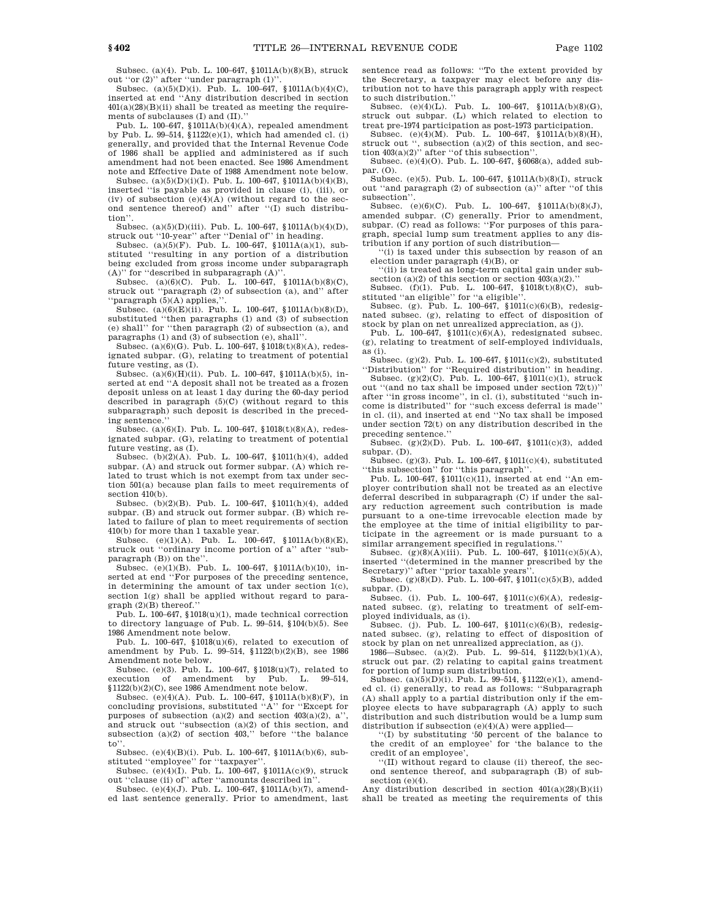Subsec. (a)(4). Pub. L. 100–647, §1011A(b)(8)(B), struck out ''or (2)'' after ''under paragraph (1)''.

Subsec. (a)(5)(D)(i). Pub. L. 100–647, §1011A(b)(4)(C), inserted at end ''Any distribution described in section 401(a)(28)(B)(ii) shall be treated as meeting the requirements of subclauses (I) and (II).''

Pub. L. 100–647, §1011A(b)(4)(A), repealed amendment by Pub. L. 99–514, §1122(e)(1), which had amended cl. (i) generally, and provided that the Internal Revenue Code of 1986 shall be applied and administered as if such amendment had not been enacted. See 1986 Amendment note and Effective Date of 1988 Amendment note below.

Subsec. (a)(5)(D)(i)(I). Pub. L. 100–647, §1011A(b)(4)(B), inserted ''is payable as provided in clause (i), (iii), or (iv) of subsection (e)(4)(A) (without regard to the second sentence thereof) and'' after ''(I) such distribution''.

Subsec. (a)(5)(D)(iii). Pub. L. 100–647, §1011A(b)(4)(D), struck out ''10-year'' after ''Denial of'' in heading.

Subsec. (a)(5)(F). Pub. L. 100–647, §1011A(a)(1), substituted ''resulting in any portion of a distribution being excluded from gross income under subparagraph (A)'' for ''described in subparagraph (A)''.

Subsec. (a)(6)(C). Pub. L. 100–647, §1011A(b)(8)(C), struck out ''paragraph (2) of subsection (a), and'' after ''paragraph (5)(A) applies,''.

Subsec. (a)(6)(E)(ii). Pub. L. 100–647, §1011A(b)(8)(D), substituted ''then paragraphs (1) and (3) of subsection (e) shall'' for ''then paragraph (2) of subsection (a), and paragraphs (1) and (3) of subsection (e), shall''.

Subsec. (a)(6)(G). Pub. L. 100–647, §1018(t)(8)(A), redesignated subpar. (G), relating to treatment of potential future vesting, as (I).

Subsec. (a)(6)(H)(ii). Pub. L. 100–647, §1011A(b)(5), inserted at end ''A deposit shall not be treated as a frozen deposit unless on at least 1 day during the 60-day period described in paragraph (5)(C) (without regard to this subparagraph) such deposit is described in the preceding sentence.''

Subsec. (a)(6)(I). Pub. L. 100–647, §1018(t)(8)(A), redesignated subpar. (G), relating to treatment of potential future vesting, as (I).

Subsec. (b)(2)(A). Pub. L. 100–647, §1011(h)(4), added subpar. (A) and struck out former subpar. (A) which related to trust which is not exempt from tax under section 501(a) because plan fails to meet requirements of section 410(b).

Subsec. (b)(2)(B). Pub. L. 100–647, §1011(h)(4), added subpar. (B) and struck out former subpar. (B) which related to failure of plan to meet requirements of section 410(b) for more than 1 taxable year.

Subsec. (e)(1)(A). Pub. L. 100–647, §1011A(b)(8)(E), struck out ''ordinary income portion of a'' after ''subparagraph (B)) on the''.

Subsec. (e)(1)(B). Pub. L. 100–647, §1011A(b)(10), inserted at end ''For purposes of the preceding sentence, in determining the amount of tax under section 1(c), section 1(g) shall be applied without regard to paragraph (2)(B) thereof.''

Pub. L. 100–647, §1018(u)(1), made technical correction to directory language of Pub. L. 99–514, §104(b)(5). See 1986 Amendment note below.

Pub. L. 100–647, §1018(u)(6), related to execution of amendment by Pub. L. 99–514, §1122(b)(2)(B), see 1986 Amendment note below.

Subsec. (e)(3). Pub. L. 100–647, §1018(u)(7), related to execution of amendment by Pub. L. 99–514, §1122(b)(2)(C), see 1986 Amendment note below.

Subsec. (e)(4)(A). Pub. L. 100–647, §1011A(b)(8)(F), in concluding provisions, substituted ''A'' for ''Except for purposes of subsection (a)(2) and section 403(a)(2), a'', and struck out ''subsection (a)(2) of this section, and subsection (a)(2) of section 403,'' before ''the balance to''.

Subsec. (e)(4)(B)(i). Pub. L. 100–647, §1011A(b)(6), substituted ''employee'' for ''taxpayer''.

Subsec. (e)(4)(I). Pub. L. 100–647, §1011A(c)(9), struck out ''clause (ii) of'' after ''amounts described in''.

Subsec. (e)(4)(J). Pub. L. 100–647, §1011A(b)(7), amended last sentence generally. Prior to amendment, last sentence read as follows: ''To the extent provided by the Secretary, a taxpayer may elect before any distribution not to have this paragraph apply with respect to such distribution.''

Subsec. (e)(4)(L). Pub. L. 100–647, §1011A(b)(8)(G), struck out subpar. (L) which related to election to treat pre-1974 participation as post-1973 participation.

Subsec. (e)(4)(M). Pub. L. 100–647, §1011A(b)(8)(H), struck out '', subsection (a)(2) of this section, and section 403(a)(2)'' after ''of this subsection''.

Subsec. (e)(4)(O). Pub. L. 100–647, §6068(a), added subpar. (O).

Subsec. (e)(5). Pub. L. 100–647, §1011A(b)(8)(I), struck out ''and paragraph (2) of subsection (a)'' after ''of this subsection''.

Subsec. (e)(6)(C). Pub. L. 100–647, §1011A(b)(8)(J), amended subpar. (C) generally. Prior to amendment, subpar. (C) read as follows: ''For purposes of this paragraph, special lump sum treatment applies to any distribution if any portion of such distribution—

''(i) is taxed under this subsection by reason of an election under paragraph (4)(B), or

''(ii) is treated as long-term capital gain under subsection (a)(2) of this section or section 403(a)(2).''

Subsec. (f)(1). Pub. L. 100–647, §1018(t)(8)(C), substituted ''an eligible'' for ''a eligible''.

Subsec. (g). Pub. L. 100–647, §1011(c)(6)(B), redesignated subsec. (g), relating to effect of disposition of stock by plan on net unrealized appreciation, as (j).

Pub. L. 100–647, §1011(c)(6)(A), redesignated subsec. (g), relating to treatment of self-employed individuals, as (i).

Subsec. (g)(2). Pub. L. 100–647, §1011(c)(2), substituted ''Distribution'' for ''Required distribution'' in heading.

Subsec. (g)(2)(C). Pub. L. 100–647, §1011(c)(1), struck out ''(and no tax shall be imposed under section 72(t))'' after ''in gross income'', in cl. (i), substituted ''such income is distributed'' for ''such excess deferral is made'' in cl. (ii), and inserted at end ''No tax shall be imposed under section 72(t) on any distribution described in the preceding sentence.''

Subsec. (g)(2)(D). Pub. L. 100–647, §1011(c)(3), added subpar. (D).

Subsec. (g)(3). Pub. L. 100–647, §1011(c)(4), substituted ''this subsection'' for ''this paragraph''.

Pub. L. 100–647, §1011(c)(11), inserted at end ''An employer contribution shall not be treated as an elective deferral described in subparagraph (C) if under the salary reduction agreement such contribution is made pursuant to a one-time irrevocable election made by the employee at the time of initial eligibility to participate in the agreement or is made pursuant to a similar arrangement specified in regulations.''

Subsec. (g)(8)(A)(iii). Pub. L. 100–647, §1011(c)(5)(A), inserted ''(determined in the manner prescribed by the Secretary)'' after ''prior taxable years''.

Subsec. (g)(8)(D). Pub. L. 100–647, §1011(c)(5)(B), added subpar. (D).

Subsec. (i). Pub. L. 100–647, §1011(c)(6)(A), redesignated subsec. (g), relating to treatment of self-employed individuals, as (i).

Subsec. (j). Pub. L. 100–647, §1011(c)(6)(B), redesignated subsec. (g), relating to effect of disposition of stock by plan on net unrealized appreciation, as (j).

1986—Subsec. (a)(2). Pub. L. 99–514, §1122(b)(1)(A), struck out par. (2) relating to capital gains treatment for portion of lump sum distribution.

Subsec. (a)(5)(D)(i). Pub. L. 99–514, §1122(e)(1), amended cl. (i) generally, to read as follows: ''Subparagraph (A) shall apply to a partial distribution only if the employee elects to have subparagraph (A) apply to such distribution and such distribution would be a lump sum distribution if subsection (e)(4)(A) were applied—

''(I) by substituting '50 percent of the balance to the credit of an employee' for 'the balance to the credit of an employee',

''(II) without regard to clause (ii) thereof, the second sentence thereof, and subparagraph (B) of subsection (e)(4).

Any distribution described in section 401(a)(28)(B)(ii) shall be treated as meeting the requirements of this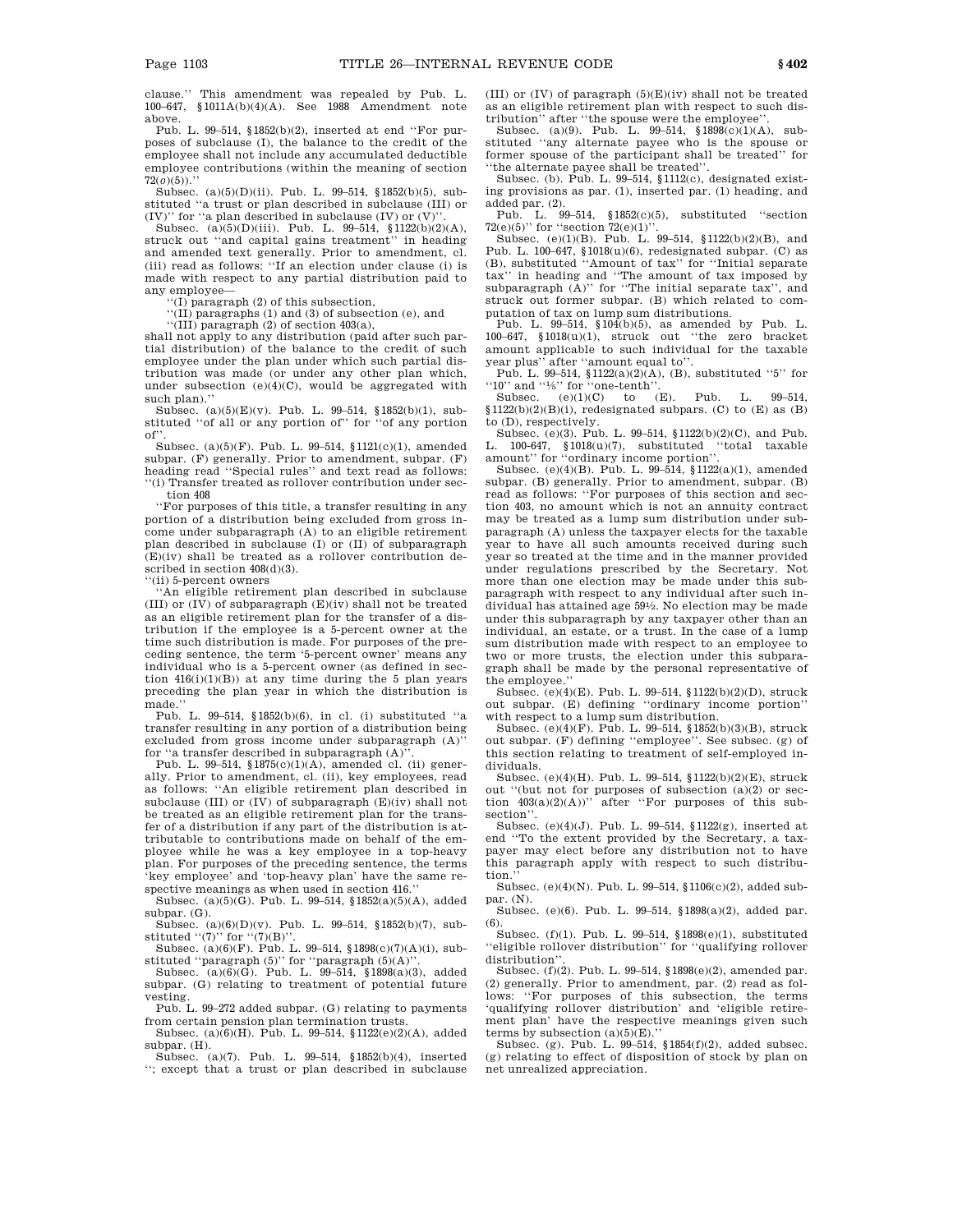clause.'' This amendment was repealed by Pub. L. 100–647, §1011A(b)(4)(A). See 1988 Amendment note above.

Pub. L. 99–514, §1852(b)(2), inserted at end ''For purposes of subclause (I), the balance to the credit of the employee shall not include any accumulated deductible employee contributions (within the meaning of section 72(*o*)(5)).''

Subsec. (a)(5)(D)(ii). Pub. L. 99–514, §1852(b)(5), substituted ''a trust or plan described in subclause (III) or (IV)'' for ''a plan described in subclause (IV) or (V)''.

Subsec. (a)(5)(D)(iii). Pub. L. 99–514, §1122(b)(2)(A), struck out ''and capital gains treatment'' in heading and amended text generally. Prior to amendment, cl. (iii) read as follows: ''If an election under clause (i) is made with respect to any partial distribution paid to any employee—

''(I) paragraph (2) of this subsection,

''(II) paragraphs (1) and (3) of subsection (e), and

''(III) paragraph (2) of section 403(a),

shall not apply to any distribution (paid after such partial distribution) of the balance to the credit of such employee under the plan under which such partial distribution was made (or under any other plan which, under subsection (e)(4)(C), would be aggregated with such plan).''

Subsec. (a)(5)(E)(v). Pub. L. 99–514, §1852(b)(1), substituted ''of all or any portion of'' for ''of any portion of''.

Subsec. (a)(5)(F). Pub. L. 99–514, §1121(c)(1), amended subpar. (F) generally. Prior to amendment, subpar. (F) heading read ''Special rules'' and text read as follows:

''(i) Transfer treated as rollover contribution under section 408

''For purposes of this title, a transfer resulting in any portion of a distribution being excluded from gross income under subparagraph (A) to an eligible retirement plan described in subclause (I) or (II) of subparagraph (E)(iv) shall be treated as a rollover contribution described in section 408(d)(3).

''(ii) 5-percent owners

''An eligible retirement plan described in subclause (III) or (IV) of subparagraph (E)(iv) shall not be treated as an eligible retirement plan for the transfer of a distribution if the employee is a 5-percent owner at the time such distribution is made. For purposes of the preceding sentence, the term '5-percent owner' means any individual who is a 5-percent owner (as defined in section 416(i)(1)(B)) at any time during the 5 plan years preceding the plan year in which the distribution is made.''

Pub. L. 99–514, §1852(b)(6), in cl. (i) substituted ''a transfer resulting in any portion of a distribution being excluded from gross income under subparagraph (A)'' for ''a transfer described in subparagraph (A)''.

Pub. L. 99–514, §1875(c)(1)(A), amended cl. (ii) generally. Prior to amendment, cl. (ii), key employees, read as follows: ''An eligible retirement plan described in subclause (III) or (IV) of subparagraph (E)(iv) shall not be treated as an eligible retirement plan for the transfer of a distribution if any part of the distribution is attributable to contributions made on behalf of the employee while he was a key employee in a top-heavy plan. For purposes of the preceding sentence, the terms 'key employee' and 'top-heavy plan' have the same respective meanings as when used in section 416.''

Subsec. (a)(5)(G). Pub. L. 99–514, §1852(a)(5)(A), added subpar. (G).

Subsec. (a)(6)(D)(v). Pub. L. 99–514, §1852(b)(7), substituted ''(7)'' for ''(7)(B)''.

Subsec. (a)(6)(F). Pub. L. 99–514, §1898(c)(7)(A)(i), substituted ''paragraph (5)'' for ''paragraph (5)(A)''.

Subsec. (a)(6)(G). Pub. L. 99–514, §1898(a)(3), added subpar. (G) relating to treatment of potential future vesting.

Pub. L. 99–272 added subpar. (G) relating to payments from certain pension plan termination trusts.

Subsec. (a)(6)(H). Pub. L. 99–514, §1122(e)(2)(A), added subpar. (H).

Subsec. (a)(7). Pub. L. 99–514, §1852(b)(4), inserted ''; except that a trust or plan described in subclause (III) or (IV) of paragraph (5)(E)(iv) shall not be treated as an eligible retirement plan with respect to such distribution'' after ''the spouse were the employee''.

Subsec. (a)(9). Pub. L. 99–514, §1898(c)(1)(A), substituted ''any alternate payee who is the spouse or former spouse of the participant shall be treated'' for ''the alternate payee shall be treated''.

Subsec. (b). Pub. L. 99–514, §1112(c), designated existing provisions as par. (1), inserted par. (1) heading, and added par. (2).

Pub. L. 99–514, §1852(c)(5), substituted ''section 72(e)(5)'' for ''section 72(e)(1)''.

Subsec. (e)(1)(B). Pub. L. 99–514, §1122(b)(2)(B), and Pub. L. 100–647, §1018(u)(6), redesignated subpar. (C) as (B), substituted ''Amount of tax'' for ''Initial separate tax'' in heading and ''The amount of tax imposed by subparagraph (A)'' for ''The initial separate tax'', and struck out former subpar. (B) which related to computation of tax on lump sum distributions.

Pub. L. 99–514, §104(b)(5), as amended by Pub. L. 100–647, §1018(u)(1), struck out ''the zero bracket amount applicable to such individual for the taxable year plus'' after ''amount equal to''.

Pub. L. 99–514, §1122(a)(2)(A), (B), substituted ''5'' for ''10'' and ''⅕'' for ''one-tenth''.

Subsec. (e)(1)(C) to (E). Pub. L. 99–514, §1122(b)(2)(B)(i), redesignated subpars. (C) to (E) as (B) to (D), respectively.

Subsec. (e)(3). Pub. L. 99–514, §1122(b)(2)(C), and Pub. L. 100–647, §1018(u)(7), substituted ''total taxable amount'' for ''ordinary income portion''.

Subsec. (e)(4)(B). Pub. L. 99–514, §1122(a)(1), amended subpar. (B) generally. Prior to amendment, subpar. (B) read as follows: ''For purposes of this section and section 403, no amount which is not an annuity contract may be treated as a lump sum distribution under subparagraph (A) unless the taxpayer elects for the taxable year to have all such amounts received during such year so treated at the time and in the manner provided under regulations prescribed by the Secretary. Not more than one election may be made under this subparagraph with respect to any individual after such individual has attained age 59½. No election may be made under this subparagraph by any taxpayer other than an individual, an estate, or a trust. In the case of a lump sum distribution made with respect to an employee to two or more trusts, the election under this subparagraph shall be made by the personal representative of the employee.''

Subsec. (e)(4)(E). Pub. L. 99–514, §1122(b)(2)(D), struck out subpar. (E) defining ''ordinary income portion'' with respect to a lump sum distribution.

Subsec. (e)(4)(F). Pub. L. 99–514, §1852(b)(3)(B), struck out subpar. (F) defining ''employee''. See subsec. (g) of this section relating to treatment of self-employed individuals.

Subsec. (e)(4)(H). Pub. L. 99–514, §1122(b)(2)(E), struck out ''(but not for purposes of subsection (a)(2) or section 403(a)(2)(A))'' after ''For purposes of this subsection''.

Subsec. (e)(4)(J). Pub. L. 99–514, §1122(g), inserted at end ''To the extent provided by the Secretary, a taxpayer may elect before any distribution not to have this paragraph apply with respect to such distribution.''

Subsec. (e)(4)(N). Pub. L. 99–514, §1106(c)(2), added subpar. (N).

Subsec. (e)(6). Pub. L. 99–514, §1898(a)(2), added par. (6).

Subsec. (f)(1). Pub. L. 99–514, §1898(e)(1), substituted ''eligible rollover distribution'' for ''qualifying rollover distribution''.

Subsec. (f)(2). Pub. L. 99–514, §1898(e)(2), amended par. (2) generally. Prior to amendment, par. (2) read as follows: ''For purposes of this subsection, the terms 'qualifying rollover distribution' and 'eligible retirement plan' have the respective meanings given such terms by subsection (a)(5)(E).''

Subsec. (g). Pub. L. 99–514, §1854(f)(2), added subsec. (g) relating to effect of disposition of stock by plan on net unrealized appreciation.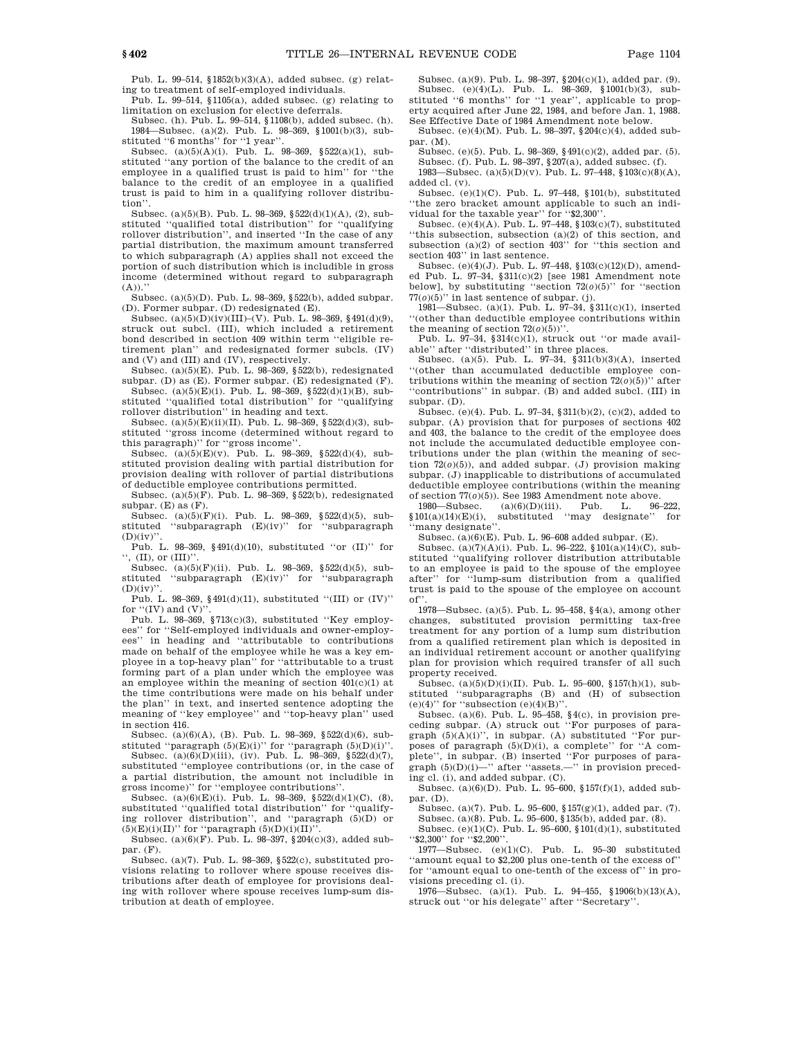Pub. L. 99–514, §1852(b)(3)(A), added subsec. (g) relating to treatment of self-employed individuals.

Pub. L. 99–514, §1105(a), added subsec. (g) relating to limitation on exclusion for elective deferrals.

Subsec. (h). Pub. L. 99–514, §1108(b), added subsec. (h).

1984—Subsec. (a)(2). Pub. L. 98–369, §1001(b)(3), substituted ''6 months'' for ''1 year''.

Subsec. (a)(5)(A)(i). Pub. L. 98–369, §522(a)(1), substituted ''any portion of the balance to the credit of an employee in a qualified trust is paid to him'' for ''the balance to the credit of an employee in a qualified trust is paid to him in a qualifying rollover distribution''.

Subsec. (a)(5)(B). Pub. L. 98–369, §522(d)(1)(A), (2), substituted ''qualified total distribution'' for ''qualifying rollover distribution'', and inserted ''In the case of any partial distribution, the maximum amount transferred to which subparagraph (A) applies shall not exceed the portion of such distribution which is includible in gross income (determined without regard to subparagraph (A)).''

Subsec. (a)(5)(D). Pub. L. 98–369, §522(b), added subpar. (D). Former subpar. (D) redesignated (E).

Subsec. (a)(5)(D)(iv)(III)–(V). Pub. L. 98–369, §491(d)(9), struck out subcl. (III), which included a retirement bond described in section 409 within term ''eligible retirement plan'' and redesignated former subcls. (IV) and (V) and (III) and (IV), respectively.

Subsec. (a)(5)(E). Pub. L. 98–369, §522(b), redesignated subpar. (D) as (E). Former subpar. (E) redesignated (F).

Subsec. (a)(5)(E)(i). Pub. L. 98–369, §522(d)(1)(B), substituted ''qualified total distribution'' for ''qualifying rollover distribution'' in heading and text.

Subsec. (a)(5)(E)(ii)(II). Pub. L. 98–369, §522(d)(3), substituted ''gross income (determined without regard to this paragraph)'' for ''gross income''.

Subsec. (a)(5)(E)(v). Pub. L. 98–369, §522(d)(4), substituted provision dealing with partial distribution for provision dealing with rollover of partial distributions of deductible employee contributions permitted.

Subsec. (a)(5)(F). Pub. L. 98–369, §522(b), redesignated subpar. (E) as (F).

Subsec. (a)(5)(F)(i). Pub. L. 98–369, §522(d)(5), substituted ''subparagraph (E)(iv)'' for ''subparagraph (D)(iv)''.

Pub. L. 98–369, §491(d)(10), substituted ''or (II)'' for '', (II), or (III)''.

Subsec. (a)(5)(F)(ii). Pub. L. 98–369, §522(d)(5), substituted ''subparagraph (E)(iv)'' for ''subparagraph (D)(iv)''.

Pub. L. 98–369, §491(d)(11), substituted ''(III) or (IV)'' for ''(IV) and (V)''.

Pub. L. 98–369, §713(c)(3), substituted ''Key employees'' for ''Self-employed individuals and owner-employees'' in heading and ''attributable to contributions made on behalf of the employee while he was a key employee in a top-heavy plan'' for ''attributable to a trust forming part of a plan under which the employee was an employee within the meaning of section 401(c)(1) at the time contributions were made on his behalf under the plan'' in text, and inserted sentence adopting the meaning of ''key employee'' and ''top-heavy plan'' used in section 416.

Subsec. (a)(6)(A), (B). Pub. L. 98–369, §522(d)(6), substituted ''paragraph (5)(E)(i)'' for ''paragraph (5)(D)(i)''.

Subsec. (a)(6)(D)(iii), (iv). Pub. L. 98–369, §522(d)(7), substituted ''employee contributions (or, in the case of a partial distribution, the amount not includible in gross income)'' for ''employee contributions''.

Subsec. (a)(6)(E)(i). Pub. L. 98–369, §522(d)(1)(C), (8), substituted ''qualified total distribution'' for ''qualifying rollover distribution'', and ''paragraph (5)(D) or (5)(E)(i)(II)'' for ''paragraph (5)(D)(i)(II)''.

Subsec. (a)(6)(F). Pub. L. 98–397, §204(c)(3), added subpar. (F).

Subsec. (a)(7). Pub. L. 98–369, §522(c), substituted provisions relating to rollover where spouse receives distributions after death of employee for provisions dealing with rollover where spouse receives lump-sum distribution at death of employee.

Subsec. (a)(9). Pub. L. 98–397, §204(c)(1), added par. (9).

Subsec. (e)(4)(L). Pub. L. 98–369, §1001(b)(3), substituted ''6 months'' for ''1 year'', applicable to property acquired after June 22, 1984, and before Jan. 1, 1988. See Effective Date of 1984 Amendment note below.

Subsec. (e)(4)(M). Pub. L. 98–397, §204(c)(4), added subpar. (M).

Subsec. (e)(5). Pub. L. 98–369, §491(c)(2), added par. (5).

Subsec. (f). Pub. L. 98–397, §207(a), added subsec. (f).

1983—Subsec. (a)(5)(D)(v). Pub. L. 97–448, §103(c)(8)(A), added cl. (v).

Subsec. (e)(1)(C). Pub. L. 97–448, §101(b), substituted ''the zero bracket amount applicable to such an individual for the taxable year'' for ''$2,300''.

Subsec. (e)(4)(A). Pub. L. 97–448, §103(c)(7), substituted ''this subsection, subsection (a)(2) of this section, and subsection (a)(2) of section 403'' for ''this section and section 403'' in last sentence.

Subsec. (e)(4)(J). Pub. L. 97–448, §103(c)(12)(D), amended Pub. L. 97–34, §311(c)(2) [see 1981 Amendment note below], by substituting ''section 72(*o*)(5)'' for ''section 77(*o*)(5)'' in last sentence of subpar. (j).

1981—Subsec. (a)(1). Pub. L. 97–34, §311(c)(1), inserted ''(other than deductible employee contributions within the meaning of section 72(*o*)(5))''.

Pub. L. 97–34, §314(c)(1), struck out ''or made available'' after ''distributed'' in three places.

Subsec. (a)(5). Pub. L. 97–34, §311(b)(3)(A), inserted ''(other than accumulated deductible employee contributions within the meaning of section 72(*o*)(5))'' after ''contributions'' in subpar. (B) and added subcl. (III) in subpar. (D).

Subsec. (e)(4). Pub. L. 97–34, §311(b)(2), (c)(2), added to subpar. (A) provision that for purposes of sections 402 and 403, the balance to the credit of the employee does not include the accumulated deductible employee contributions under the plan (within the meaning of section 72(*o*)(5)), and added subpar. (J) provision making subpar. (J) inapplicable to distributions of accumulated deductible employee contributions (within the meaning of section 77(*o*)(5)). See 1983 Amendment note above.

1980—Subsec. (a)(6)(D)(iii). Pub. L. 96–222, §101(a)(14)(E)(i), substituted ''may designate'' for ''many designate''.

Subsec. (a)(6)(E). Pub. L. 96–608 added subpar. (E).

Subsec. (a)(7)(A)(i). Pub. L. 96–222, §101(a)(14)(C), substituted ''qualifying rollover distribution attributable to an employee is paid to the spouse of the employee after'' for ''lump-sum distribution from a qualified trust is paid to the spouse of the employee on account of''.

1978—Subsec. (a)(5). Pub. L. 95–458, §4(a), among other changes, substituted provision permitting tax-free treatment for any portion of a lump sum distribution from a qualified retirement plan which is deposited in an individual retirement account or another qualifying plan for provision which required transfer of all such property received.

Subsec. (a)(5)(D)(i)(II). Pub. L. 95–600, §157(h)(1), substituted ''subparagraphs (B) and (H) of subsection (e)(4)'' for ''subsection (e)(4)(B)''.

Subsec. (a)(6). Pub. L. 95–458, §4(c), in provision preceding subpar. (A) struck out ''For purposes of paragraph (5)(A)(i)'', in subpar. (A) substituted ''For purposes of paragraph (5)(D)(i), a complete'' for ''A complete'', in subpar. (B) inserted ''For purposes of paragraph (5)(D)(i)—'' after ''assets.—'' in provision preceding cl. (i), and added subpar. (C).

Subsec. (a)(6)(D). Pub. L. 95–600, §157(f)(1), added subpar. (D).

Subsec. (a)(7). Pub. L. 95–600, §157(g)(1), added par. (7).

Subsec. (a)(8). Pub. L. 95–600, §135(b), added par. (8).

Subsec. (e)(1)(C). Pub. L. 95–600, §101(d)(1), substituted ''$2,300'' for ''$2,200''.

1977—Subsec. (e)(1)(C). Pub. L. 95–30 substituted ''amount equal to $2,200 plus one-tenth of the excess of'' for ''amount equal to one-tenth of the excess of'' in provisions preceding cl. (i).

1976—Subsec. (a)(1). Pub. L. 94–455, §1906(b)(13)(A), struck out ''or his delegate'' after ''Secretary''.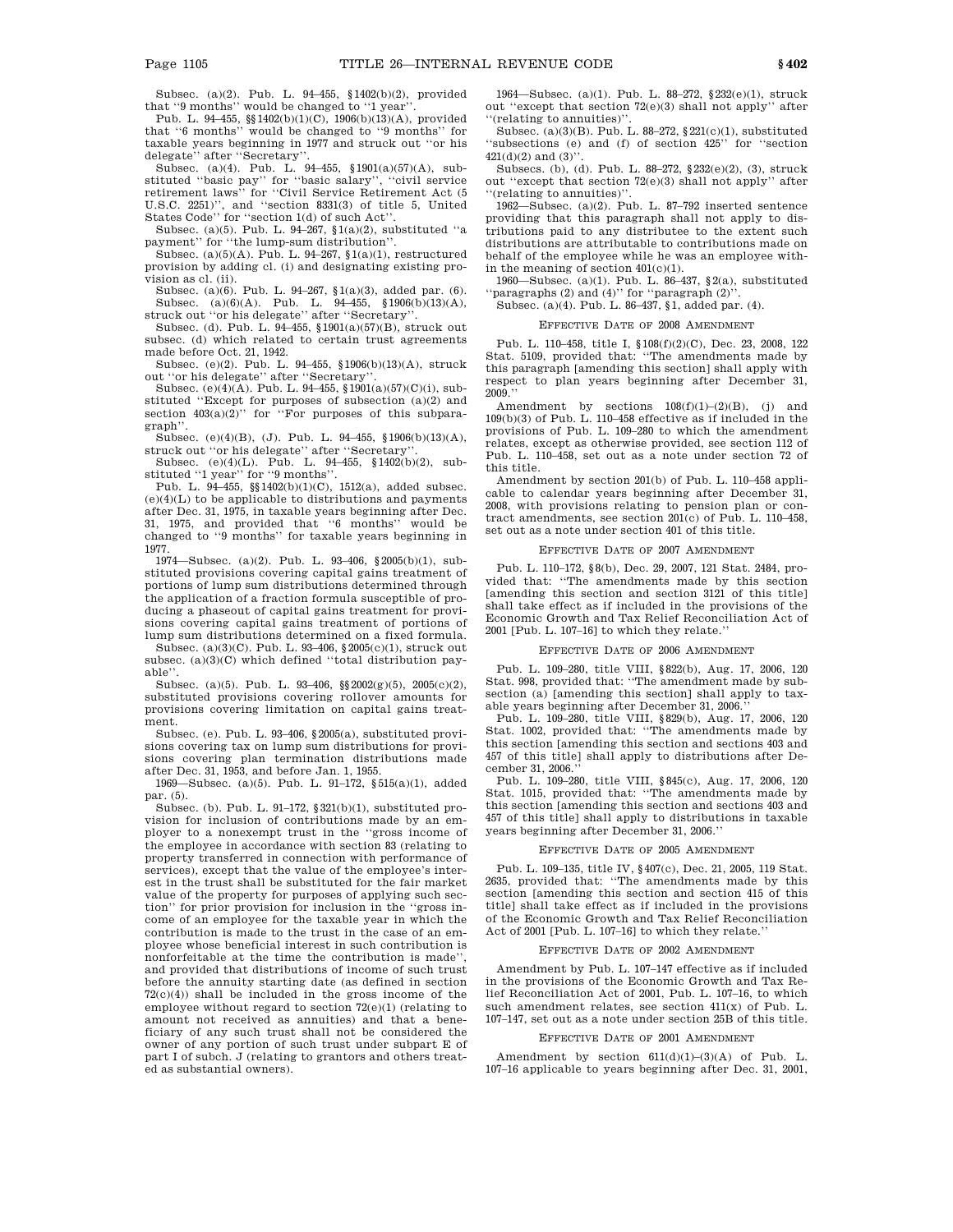Subsec. (a)(2). Pub. L. 94–455, §1402(b)(2), provided that "9 months" would be changed to "1 year".

Pub. L. 94–455, §§1402(b)(1)(C), 1906(b)(13)(A), provided that "6 months" would be changed to "9 months" for taxable years beginning in 1977 and struck out "or his delegate" after "Secretary".

Subsec. (a)(4). Pub. L. 94–455, §1901(a)(57)(A), substituted "basic pay" for "basic salary", "civil service retirement laws" for "Civil Service Retirement Act (5 U.S.C. 2251)", and "section 8331(3) of title 5, United States Code" for "section 1(d) of such Act".

Subsec. (a)(5). Pub. L. 94–267, §1(a)(2), substituted "a payment" for "the lump-sum distribution".

Subsec. (a)(5)(A). Pub. L. 94–267, §1(a)(1), restructured provision by adding cl. (i) and designating existing provision as cl. (ii).

Subsec. (a)(6). Pub. L. 94–267, §1(a)(3), added par. (6).

Subsec. (a)(6)(A). Pub. L. 94–455, §1906(b)(13)(A), struck out "or his delegate" after "Secretary".

Subsec. (d). Pub. L. 94–455, §1901(a)(57)(B), struck out subsec. (d) which related to certain trust agreements made before Oct. 21, 1942.

Subsec. (e)(2). Pub. L. 94–455, §1906(b)(13)(A), struck out "or his delegate" after "Secretary".

Subsec. (e)(4)(A). Pub. L. 94–455, §1901(a)(57)(C)(i), substituted "Except for purposes of subsection (a)(2) and section 403(a)(2)" for "For purposes of this subparagraph".

Subsec. (e)(4)(B), (J). Pub. L. 94–455, §1906(b)(13)(A), struck out "or his delegate" after "Secretary".

Subsec. (e)(4)(L). Pub. L. 94–455, §1402(b)(2), substituted "1 year" for "9 months".

Pub. L. 94–455, §§1402(b)(1)(C), 1512(a), added subsec. (e)(4)(L) to be applicable to distributions and payments after Dec. 31, 1975, in taxable years beginning after Dec. 31, 1975, and provided that "6 months" would be changed to "9 months" for taxable years beginning in 1977.

1974—Subsec. (a)(2). Pub. L. 93–406, §2005(b)(1), substituted provisions covering capital gains treatment of portions of lump sum distributions determined through the application of a fraction formula susceptible of producing a phaseout of capital gains treatment for provisions covering capital gains treatment of portions of lump sum distributions determined on a fixed formula.

Subsec. (a)(3)(C). Pub. L. 93–406, §2005(c)(1), struck out subsec. (a)(3)(C) which defined "total distribution payable".

Subsec. (a)(5). Pub. L. 93–406, §§2002(g)(5), 2005(c)(2), substituted provisions covering rollover amounts for provisions covering limitation on capital gains treatment.

Subsec. (e). Pub. L. 93–406, §2005(a), substituted provisions covering tax on lump sum distributions for provisions covering plan termination distributions made after Dec. 31, 1953, and before Jan. 1, 1955.

1969—Subsec. (a)(5). Pub. L. 91–172, §515(a)(1), added par. (5).

Subsec. (b). Pub. L. 91–172, §321(b)(1), substituted provision for inclusion of contributions made by an employer to a nonexempt trust in the "gross income of the employee in accordance with section 83 (relating to property transferred in connection with performance of services), except that the value of the employee's interest in the trust shall be substituted for the fair market value of the property for purposes of applying such section" for prior provision for inclusion in the "gross income of an employee for the taxable year in which the contribution is made to the trust in the case of an employee whose beneficial interest in such contribution is nonforfeitable at the time the contribution is made", and provided that distributions of income of such trust before the annuity starting date (as defined in section 72(c)(4)) shall be included in the gross income of the employee without regard to section 72(e)(1) (relating to amount not received as annuities) and that a beneficiary of any such trust shall not be considered the owner of any portion of such trust under subpart E of part I of subch. J (relating to grantors and others treated as substantial owners).

1964—Subsec. (a)(1). Pub. L. 88–272, §232(e)(1), struck out "except that section 72(e)(3) shall not apply" after "(relating to annuities)".

Subsec. (a)(3)(B). Pub. L. 88–272, §221(c)(1), substituted "subsections (e) and (f) of section 425" for "section 421(d)(2) and (3)".

Subsecs. (b), (d). Pub. L. 88–272, §232(e)(2), (3), struck out "except that section 72(e)(3) shall not apply" after "(relating to annuities)".

1962—Subsec. (a)(2). Pub. L. 87–792 inserted sentence providing that this paragraph shall not apply to distributions paid to any distributee to the extent such distributions are attributable to contributions made on behalf of the employee while he was an employee within the meaning of section 401(c)(1).

1960—Subsec. (a)(1). Pub. L. 86–437, §2(a), substituted "paragraphs (2) and (4)" for "paragraph (2)".

Subsec. (a)(4). Pub. L. 86–437, §1, added par. (4).

### EFFECTIVE DATE OF 2008 AMENDMENT

Pub. L. 110–458, title I, §108(f)(2)(C), Dec. 23, 2008, 122 Stat. 5109, provided that: "The amendments made by this paragraph [amending this section] shall apply with respect to plan years beginning after December 31, 2009."

Amendment by sections 108(f)(1)–(2)(B), (j) and 109(b)(3) of Pub. L. 110–458 effective as if included in the provisions of Pub. L. 109–280 to which the amendment relates, except as otherwise provided, see section 112 of Pub. L. 110–458, set out as a note under section 72 of this title.

Amendment by section 201(b) of Pub. L. 110–458 applicable to calendar years beginning after December 31, 2008, with provisions relating to pension plan or contract amendments, see section 201(c) of Pub. L. 110–458, set out as a note under section 401 of this title.

### EFFECTIVE DATE OF 2007 AMENDMENT

Pub. L. 110–172, §8(b), Dec. 29, 2007, 121 Stat. 2484, provided that: "The amendments made by this section [amending this section and section 3121 of this title] shall take effect as if included in the provisions of the Economic Growth and Tax Relief Reconciliation Act of 2001 [Pub. L. 107–16] to which they relate."

### EFFECTIVE DATE OF 2006 AMENDMENT

Pub. L. 109–280, title VIII, §822(b), Aug. 17, 2006, 120 Stat. 998, provided that: "The amendment made by subsection (a) [amending this section] shall apply to taxable years beginning after December 31, 2006."

Pub. L. 109–280, title VIII, §829(b), Aug. 17, 2006, 120 Stat. 1002, provided that: "The amendments made by this section [amending this section and sections 403 and 457 of this title] shall apply to distributions after December 31, 2006."

Pub. L. 109–280, title VIII, §845(c), Aug. 17, 2006, 120 Stat. 1015, provided that: "The amendments made by this section [amending this section and sections 403 and 457 of this title] shall apply to distributions in taxable years beginning after December 31, 2006."

### EFFECTIVE DATE OF 2005 AMENDMENT

Pub. L. 109–135, title IV, §407(c), Dec. 21, 2005, 119 Stat. 2635, provided that: "The amendments made by this section [amending this section and section 415 of this title] shall take effect as if included in the provisions of the Economic Growth and Tax Relief Reconciliation Act of 2001 [Pub. L. 107–16] to which they relate."

### EFFECTIVE DATE OF 2002 AMENDMENT

Amendment by Pub. L. 107–147 effective as if included in the provisions of the Economic Growth and Tax Relief Reconciliation Act of 2001, Pub. L. 107–16, to which such amendment relates, see section 411(x) of Pub. L. 107–147, set out as a note under section 25B of this title.

### EFFECTIVE DATE OF 2001 AMENDMENT

Amendment by section 611(d)(1)–(3)(A) of Pub. L. 107–16 applicable to years beginning after Dec. 31, 2001,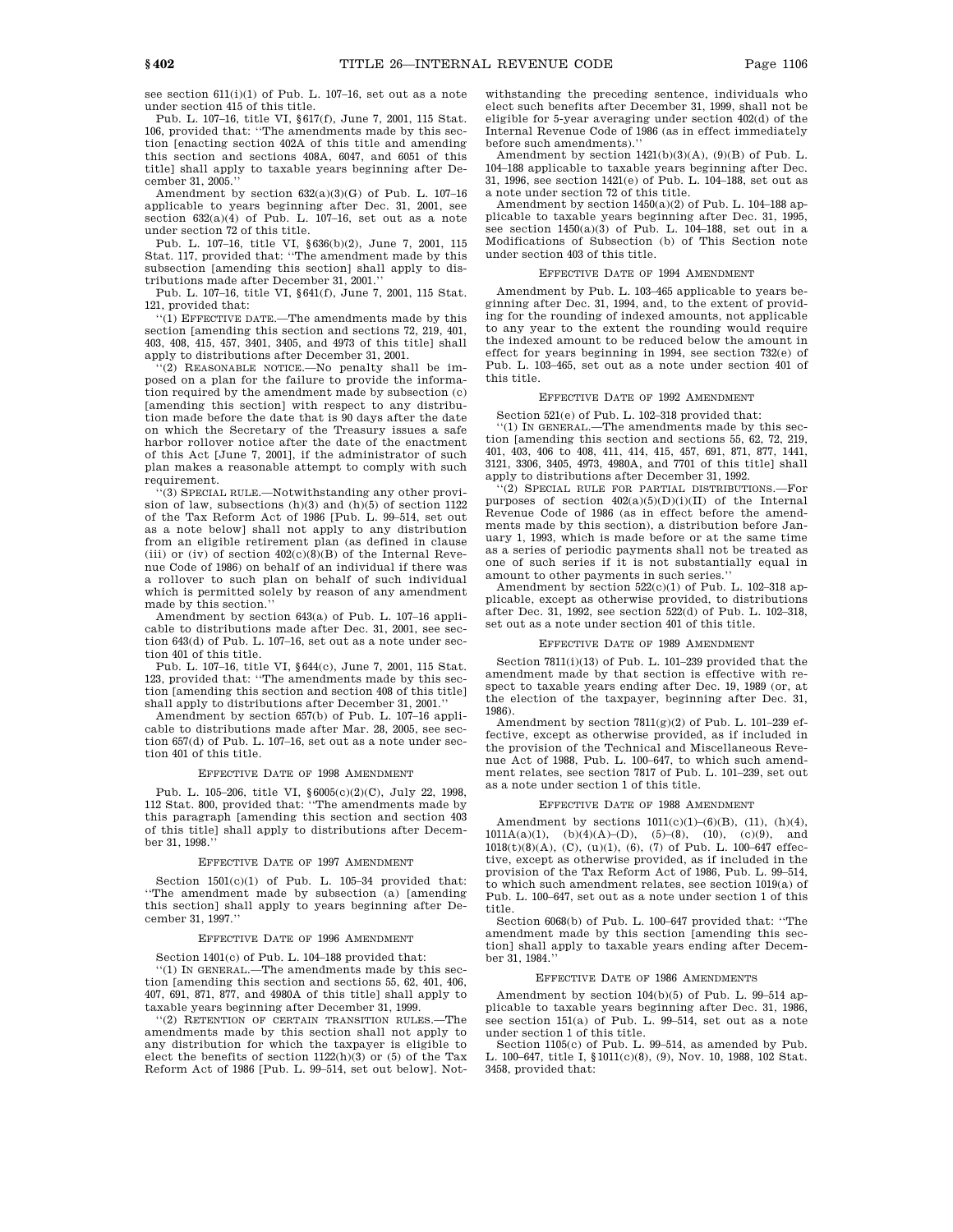see section 611(i)(1) of Pub. L. 107–16, set out as a note under section 415 of this title.

Pub. L. 107–16, title VI, §617(f), June 7, 2001, 115 Stat. 106, provided that: ''The amendments made by this section [enacting section 402A of this title and amending this section and sections 408A, 6047, and 6051 of this title] shall apply to taxable years beginning after December 31, 2005.''

Amendment by section 632(a)(3)(G) of Pub. L. 107–16 applicable to years beginning after Dec. 31, 2001, see section 632(a)(4) of Pub. L. 107–16, set out as a note under section 72 of this title.

Pub. L. 107–16, title VI, §636(b)(2), June 7, 2001, 115 Stat. 117, provided that: ''The amendment made by this subsection [amending this section] shall apply to distributions made after December 31, 2001.''

Pub. L. 107–16, title VI, §641(f), June 7, 2001, 115 Stat. 121, provided that:

''(1) EFFECTIVE DATE.—The amendments made by this section [amending this section and sections 72, 219, 401, 403, 408, 415, 457, 3401, 3405, and 4973 of this title] shall apply to distributions after December 31, 2001.

''(2) REASONABLE NOTICE.—No penalty shall be imposed on a plan for the failure to provide the information required by the amendment made by subsection (c) [amending this section] with respect to any distribution made before the date that is 90 days after the date on which the Secretary of the Treasury issues a safe harbor rollover notice after the date of the enactment of this Act [June 7, 2001], if the administrator of such plan makes a reasonable attempt to comply with such requirement.

''(3) SPECIAL RULE.—Notwithstanding any other provision of law, subsections (h)(3) and (h)(5) of section 1122 of the Tax Reform Act of 1986 [Pub. L. 99–514, set out as a note below] shall not apply to any distribution from an eligible retirement plan (as defined in clause (iii) or (iv) of section 402(c)(8)(B) of the Internal Revenue Code of 1986) on behalf of an individual if there was a rollover to such plan on behalf of such individual which is permitted solely by reason of any amendment made by this section.''

Amendment by section 643(a) of Pub. L. 107–16 applicable to distributions made after Dec. 31, 2001, see section 643(d) of Pub. L. 107–16, set out as a note under section 401 of this title.

Pub. L. 107–16, title VI, §644(c), June 7, 2001, 115 Stat. 123, provided that: ''The amendments made by this section [amending this section and section 408 of this title] shall apply to distributions after December 31, 2001.''

Amendment by section 657(b) of Pub. L. 107–16 applicable to distributions made after Mar. 28, 2005, see section 657(d) of Pub. L. 107–16, set out as a note under section 401 of this title.

## EFFECTIVE DATE OF 1998 AMENDMENT

Pub. L. 105–206, title VI, §6005(c)(2)(C), July 22, 1998, 112 Stat. 800, provided that: ''The amendments made by this paragraph [amending this section and section 403 of this title] shall apply to distributions after December 31, 1998.''

## EFFECTIVE DATE OF 1997 AMENDMENT

Section 1501(c)(1) of Pub. L. 105–34 provided that: ''The amendment made by subsection (a) [amending this section] shall apply to years beginning after December 31, 1997.''

## EFFECTIVE DATE OF 1996 AMENDMENT

Section 1401(c) of Pub. L. 104–188 provided that:

''(1) IN GENERAL.—The amendments made by this section [amending this section and sections 55, 62, 401, 406, 407, 691, 871, 877, and 4980A of this title] shall apply to taxable years beginning after December 31, 1999.

''(2) RETENTION OF CERTAIN TRANSITION RULES.—The amendments made by this section shall not apply to any distribution for which the taxpayer is eligible to elect the benefits of section 1122(h)(3) or (5) of the Tax Reform Act of 1986 [Pub. L. 99–514, set out below]. Notwithstanding the preceding sentence, individuals who elect such benefits after December 31, 1999, shall not be eligible for 5-year averaging under section 402(d) of the Internal Revenue Code of 1986 (as in effect immediately before such amendments).''

Amendment by section 1421(b)(3)(A), (9)(B) of Pub. L. 104–188 applicable to taxable years beginning after Dec. 31, 1996, see section 1421(e) of Pub. L. 104–188, set out as a note under section 72 of this title.

Amendment by section 1450(a)(2) of Pub. L. 104–188 applicable to taxable years beginning after Dec. 31, 1995, see section 1450(a)(3) of Pub. L. 104–188, set out in a Modifications of Subsection (b) of This Section note under section 403 of this title.

## EFFECTIVE DATE OF 1994 AMENDMENT

Amendment by Pub. L. 103–465 applicable to years beginning after Dec. 31, 1994, and, to the extent of providing for the rounding of indexed amounts, not applicable to any year to the extent the rounding would require the indexed amount to be reduced below the amount in effect for years beginning in 1994, see section 732(e) of Pub. L. 103–465, set out as a note under section 401 of this title.

## EFFECTIVE DATE OF 1992 AMENDMENT

Section 521(e) of Pub. L. 102–318 provided that:

''(1) IN GENERAL.—The amendments made by this section [amending this section and sections 55, 62, 72, 219, 401, 403, 406 to 408, 411, 414, 415, 457, 691, 871, 877, 1441, 3121, 3306, 3405, 4973, 4980A, and 7701 of this title] shall apply to distributions after December 31, 1992.

''(2) SPECIAL RULE FOR PARTIAL DISTRIBUTIONS.—For purposes of section 402(a)(5)(D)(i)(II) of the Internal Revenue Code of 1986 (as in effect before the amendments made by this section), a distribution before January 1, 1993, which is made before or at the same time as a series of periodic payments shall not be treated as one of such series if it is not substantially equal in amount to other payments in such series.''

Amendment by section 522(c)(1) of Pub. L. 102–318 applicable, except as otherwise provided, to distributions after Dec. 31, 1992, see section 522(d) of Pub. L. 102–318, set out as a note under section 401 of this title.

## EFFECTIVE DATE OF 1989 AMENDMENT

Section 7811(i)(13) of Pub. L. 101–239 provided that the amendment made by that section is effective with respect to taxable years ending after Dec. 19, 1989 (or, at the election of the taxpayer, beginning after Dec. 31, 1986).

Amendment by section 7811(g)(2) of Pub. L. 101–239 effective, except as otherwise provided, as if included in the provision of the Technical and Miscellaneous Revenue Act of 1988, Pub. L. 100–647, to which such amendment relates, see section 7817 of Pub. L. 101–239, set out as a note under section 1 of this title.

## EFFECTIVE DATE OF 1988 AMENDMENT

Amendment by sections 1011(c)(1)–(6)(B), (11), (h)(4), 1011A(a)(1), (b)(4)(A)–(D), (5)–(8), (10), (c)(9), and 1018(t)(8)(A), (C), (u)(1), (6), (7) of Pub. L. 100–647 effective, except as otherwise provided, as if included in the provision of the Tax Reform Act of 1986, Pub. L. 99–514, to which such amendment relates, see section 1019(a) of Pub. L. 100–647, set out as a note under section 1 of this title.

Section 6068(b) of Pub. L. 100–647 provided that: ''The amendment made by this section [amending this section] shall apply to taxable years ending after December 31, 1984.''

## EFFECTIVE DATE OF 1986 AMENDMENTS

Amendment by section 104(b)(5) of Pub. L. 99–514 applicable to taxable years beginning after Dec. 31, 1986, see section 151(a) of Pub. L. 99–514, set out as a note under section 1 of this title.

Section 1105(c) of Pub. L. 99–514, as amended by Pub. L. 100–647, title I, §1011(c)(8), (9), Nov. 10, 1988, 102 Stat. 3458, provided that: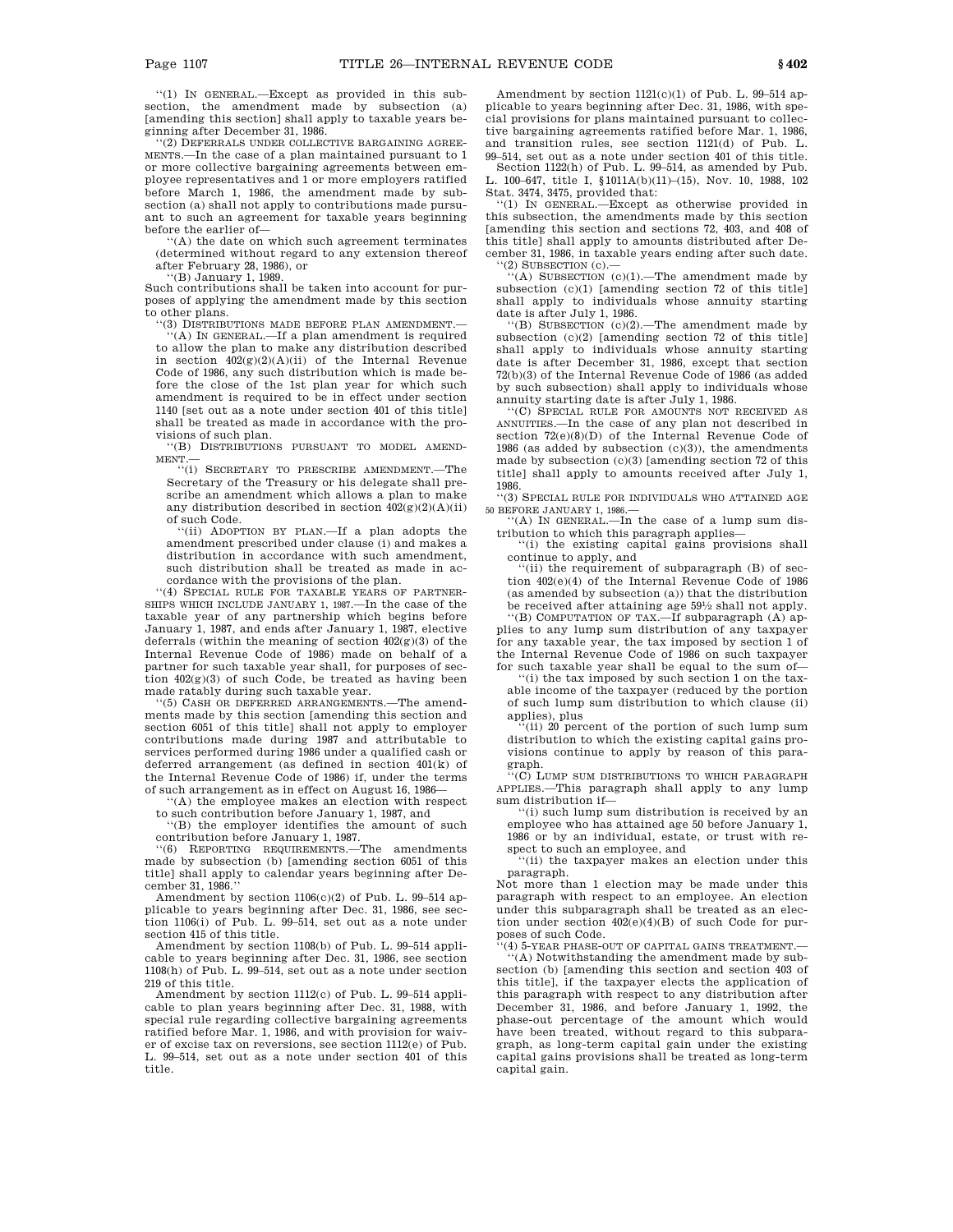"(1) IN GENERAL.—Except as provided in this subsection, the amendment made by subsection (a) [amending this section] shall apply to taxable years beginning after December 31, 1986.

"(2) DEFERRALS UNDER COLLECTIVE BARGAINING AGREEMENTS.—In the case of a plan maintained pursuant to 1 or more collective bargaining agreements between employee representatives and 1 or more employers ratified before March 1, 1986, the amendment made by subsection (a) shall not apply to contributions made pursuant to such an agreement for taxable years beginning before the earlier of—

"(A) the date on which such agreement terminates (determined without regard to any extension thereof after February 28, 1986), or

"(B) January 1, 1989.

Such contributions shall be taken into account for purposes of applying the amendment made by this section to other plans.

"(3) DISTRIBUTIONS MADE BEFORE PLAN AMENDMENT.—

"(A) IN GENERAL.—If a plan amendment is required to allow the plan to make any distribution described in section 402(g)(2)(A)(ii) of the Internal Revenue Code of 1986, any such distribution which is made before the close of the 1st plan year for which such amendment is required to be in effect under section 1140 [set out as a note under section 401 of this title] shall be treated as made in accordance with the provisions of such plan.

"(B) DISTRIBUTIONS PURSUANT TO MODEL AMENDMENT.—

"(i) SECRETARY TO PRESCRIBE AMENDMENT.—The Secretary of the Treasury or his delegate shall prescribe an amendment which allows a plan to make any distribution described in section 402(g)(2)(A)(ii) of such Code.

"(ii) ADOPTION BY PLAN.—If a plan adopts the amendment prescribed under clause (i) and makes a distribution in accordance with such amendment, such distribution shall be treated as made in accordance with the provisions of the plan.

"(4) SPECIAL RULE FOR TAXABLE YEARS OF PARTNERSHIPS WHICH INCLUDE JANUARY 1, 1987.—In the case of the taxable year of any partnership which begins before January 1, 1987, and ends after January 1, 1987, elective deferrals (within the meaning of section 402(g)(3) of the Internal Revenue Code of 1986) made on behalf of a partner for such taxable year shall, for purposes of section 402(g)(3) of such Code, be treated as having been made ratably during such taxable year.

"(5) CASH OR DEFERRED ARRANGEMENTS.—The amendments made by this section [amending this section and section 6051 of this title] shall not apply to employer contributions made during 1987 and attributable to services performed during 1986 under a qualified cash or deferred arrangement (as defined in section 401(k) of the Internal Revenue Code of 1986) if, under the terms of such arrangement as in effect on August 16, 1986—

"(A) the employee makes an election with respect to such contribution before January 1, 1987, and

"(B) the employer identifies the amount of such contribution before January 1, 1987.

"(6) REPORTING REQUIREMENTS.—The amendments made by subsection (b) [amending section 6051 of this title] shall apply to calendar years beginning after December 31, 1986."

Amendment by section 1106(c)(2) of Pub. L. 99–514 applicable to years beginning after Dec. 31, 1986, see section 1106(i) of Pub. L. 99–514, set out as a note under section 415 of this title.

Amendment by section 1108(b) of Pub. L. 99–514 applicable to years beginning after Dec. 31, 1986, see section 1108(h) of Pub. L. 99–514, set out as a note under section 219 of this title.

Amendment by section 1112(c) of Pub. L. 99–514 applicable to plan years beginning after Dec. 31, 1988, with special rule regarding collective bargaining agreements ratified before Mar. 1, 1986, and with provision for waiver of excise tax on reversions, see section 1112(e) of Pub. L. 99–514, set out as a note under section 401 of this title.

Amendment by section 1121(c)(1) of Pub. L. 99–514 applicable to years beginning after Dec. 31, 1986, with special provisions for plans maintained pursuant to collective bargaining agreements ratified before Mar. 1, 1986, and transition rules, see section 1121(d) of Pub. L. 99–514, set out as a note under section 401 of this title.

Section 1122(h) of Pub. L. 99–514, as amended by Pub. L. 100–647, title I, §1011A(b)(11)–(15), Nov. 10, 1988, 102 Stat. 3474, 3475, provided that:

"(1) IN GENERAL.—Except as otherwise provided in this subsection, the amendments made by this section [amending this section and sections 72, 403, and 408 of this title] shall apply to amounts distributed after December 31, 1986, in taxable years ending after such date.

"(2) SUBSECTION (c).—

"(A) SUBSECTION (c)(1).—The amendment made by subsection (c)(1) [amending section 72 of this title] shall apply to individuals whose annuity starting date is after July 1, 1986.

"(B) SUBSECTION (c)(2).—The amendment made by subsection (c)(2) [amending section 72 of this title] shall apply to individuals whose annuity starting date is after December 31, 1986, except that section 72(b)(3) of the Internal Revenue Code of 1986 (as added by such subsection) shall apply to individuals whose annuity starting date is after July 1, 1986.

"(C) SPECIAL RULE FOR AMOUNTS NOT RECEIVED AS ANNUITIES.—In the case of any plan not described in section 72(e)(8)(D) of the Internal Revenue Code of 1986 (as added by subsection (c)(3)), the amendments made by subsection (c)(3) [amending section 72 of this title] shall apply to amounts received after July 1, 1986.

"(3) SPECIAL RULE FOR INDIVIDUALS WHO ATTAINED AGE 50 BEFORE JANUARY 1, 1986.—

"(A) IN GENERAL.—In the case of a lump sum distribution to which this paragraph applies—

"(i) the existing capital gains provisions shall continue to apply, and

"(ii) the requirement of subparagraph (B) of section 402(e)(4) of the Internal Revenue Code of 1986 (as amended by subsection (a)) that the distribution be received after attaining age 59½ shall not apply.

"(B) COMPUTATION OF TAX.—If subparagraph (A) applies to any lump sum distribution of any taxpayer for any taxable year, the tax imposed by section 1 of the Internal Revenue Code of 1986 on such taxpayer for such taxable year shall be equal to the sum of—

"(i) the tax imposed by such section 1 on the taxable income of the taxpayer (reduced by the portion of such lump sum distribution to which clause (ii) applies), plus

"(ii) 20 percent of the portion of such lump sum distribution to which the existing capital gains provisions continue to apply by reason of this paragraph.

"(C) LUMP SUM DISTRIBUTIONS TO WHICH PARAGRAPH APPLIES.—This paragraph shall apply to any lump sum distribution if—

"(i) such lump sum distribution is received by an employee who has attained age 50 before January 1, 1986 or by an individual, estate, or trust with respect to such an employee, and

"(ii) the taxpayer makes an election under this paragraph.

Not more than 1 election may be made under this paragraph with respect to an employee. An election under this subparagraph shall be treated as an election under section 402(e)(4)(B) of such Code for purposes of such Code.

"(4) 5-YEAR PHASE-OUT OF CAPITAL GAINS TREATMENT.—

"(A) Notwithstanding the amendment made by subsection (b) [amending this section and section 403 of this title], if the taxpayer elects the application of this paragraph with respect to any distribution after December 31, 1986, and before January 1, 1992, the phase-out percentage of the amount which would have been treated, without regard to this subparagraph, as long-term capital gain under the existing capital gains provisions shall be treated as long-term capital gain.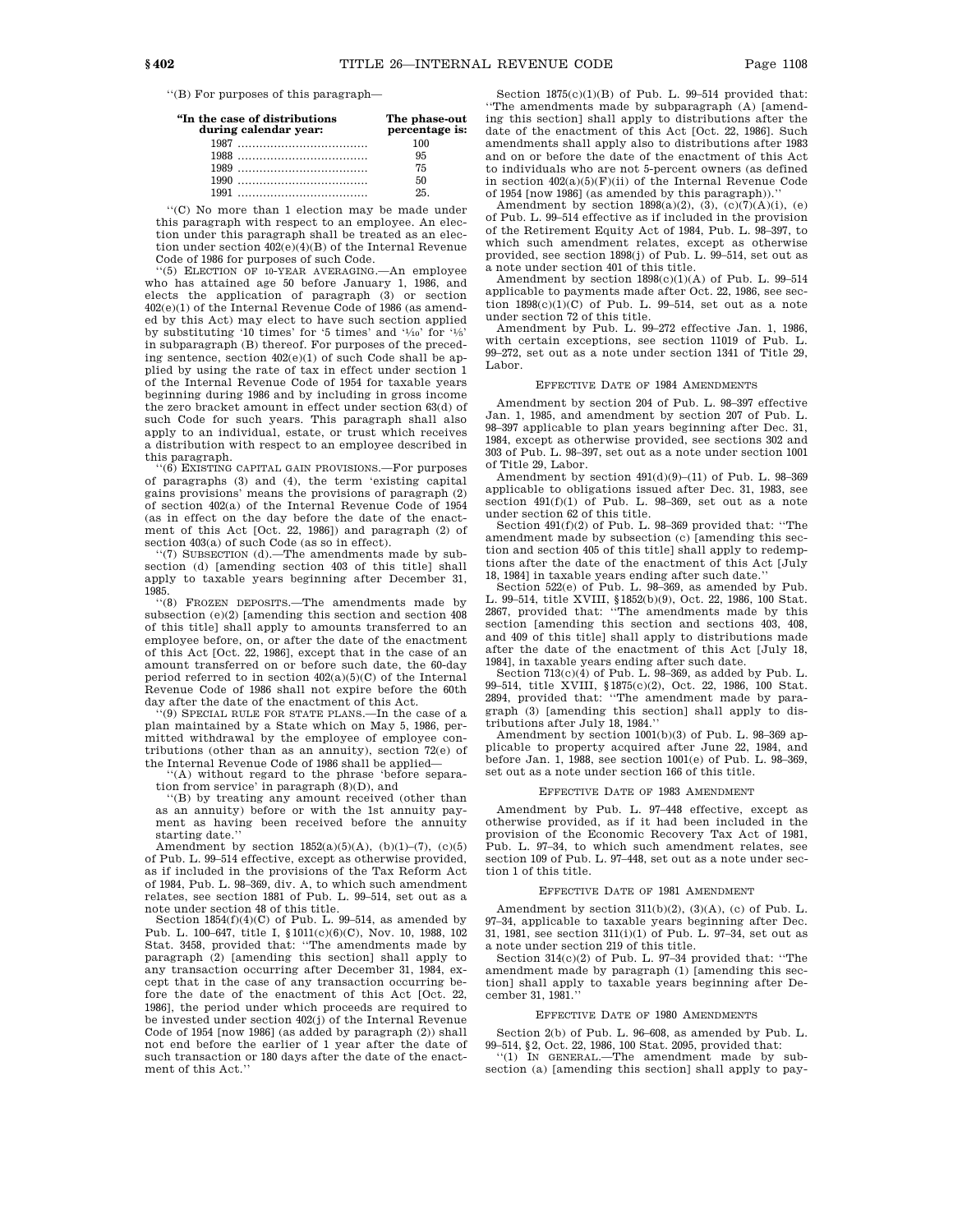''(B) For purposes of this paragraph—

| "In the case of distributions during calendar year: | The phase-out percentage is: |
|---|---|
| 1987 | 100 |
| 1988 | 95 |
| 1989 | 75 |
| 1990 | 50 |
| 1991 | 25. |

''(C) No more than 1 election may be made under this paragraph with respect to an employee. An election under this paragraph shall be treated as an election under section 402(e)(4)(B) of the Internal Revenue Code of 1986 for purposes of such Code.

''(5) ELECTION OF 10-YEAR AVERAGING.—An employee who has attained age 50 before January 1, 1986, and elects the application of paragraph (3) or section 402(e)(1) of the Internal Revenue Code of 1986 (as amended by this Act) may elect to have such section applied by substituting '10 times' for '5 times' and '1⁄10' for '1⁄5' in subparagraph (B) thereof. For purposes of the preceding sentence, section 402(e)(1) of such Code shall be applied by using the rate of tax in effect under section 1 of the Internal Revenue Code of 1954 for taxable years beginning during 1986 and by including in gross income the zero bracket amount in effect under section 63(d) of such Code for such years. This paragraph shall also apply to an individual, estate, or trust which receives a distribution with respect to an employee described in this paragraph.

''(6) EXISTING CAPITAL GAIN PROVISIONS.—For purposes of paragraphs (3) and (4), the term 'existing capital gains provisions' means the provisions of paragraph (2) of section 402(a) of the Internal Revenue Code of 1954 (as in effect on the day before the date of the enactment of this Act [Oct. 22, 1986]) and paragraph (2) of section 403(a) of such Code (as so in effect).

''(7) SUBSECTION (d).—The amendments made by subsection (d) [amending section 403 of this title] shall apply to taxable years beginning after December 31, 1985.

''(8) FROZEN DEPOSITS.—The amendments made by subsection (e)(2) [amending this section and section 408 of this title] shall apply to amounts transferred to an employee before, on, or after the date of the enactment of this Act [Oct. 22, 1986], except that in the case of an amount transferred on or before such date, the 60-day period referred to in section 402(a)(5)(C) of the Internal Revenue Code of 1986 shall not expire before the 60th day after the date of the enactment of this Act.

''(9) SPECIAL RULE FOR STATE PLANS.—In the case of a plan maintained by a State which on May 5, 1986, permitted withdrawal by the employee of employee contributions (other than as an annuity), section 72(e) of the Internal Revenue Code of 1986 shall be applied—

''(A) without regard to the phrase 'before separation from service' in paragraph (8)(D), and

''(B) by treating any amount received (other than as an annuity) before or with the 1st annuity payment as having been received before the annuity starting date.''

Amendment by section 1852(a)(5)(A), (b)(1)–(7), (c)(5) of Pub. L. 99–514 effective, except as otherwise provided, as if included in the provisions of the Tax Reform Act of 1984, Pub. L. 98–369, div. A, to which such amendment relates, see section 1881 of Pub. L. 99–514, set out as a note under section 48 of this title.

Section 1854(f)(4)(C) of Pub. L. 99–514, as amended by Pub. L. 100–647, title I, §1011(c)(6)(C), Nov. 10, 1988, 102 Stat. 3458, provided that: ''The amendments made by paragraph (2) [amending this section] shall apply to any transaction occurring after December 31, 1984, except that in the case of any transaction occurring before the date of the enactment of this Act [Oct. 22, 1986], the period under which proceeds are required to be invested under section 402(j) of the Internal Revenue Code of 1954 [now 1986] (as added by paragraph (2)) shall not end before the earlier of 1 year after the date of such transaction or 180 days after the date of the enactment of this Act.''

Section 1875(c)(1)(B) of Pub. L. 99–514 provided that: ''The amendments made by subparagraph (A) [amending this section] shall apply to distributions after the date of the enactment of this Act [Oct. 22, 1986]. Such amendments shall apply also to distributions after 1983 and on or before the date of the enactment of this Act to individuals who are not 5-percent owners (as defined in section 402(a)(5)(F)(ii) of the Internal Revenue Code of 1954 [now 1986] (as amended by this paragraph)).''

Amendment by section 1898(a)(2), (3), (c)(7)(A)(i), (e) of Pub. L. 99–514 effective as if included in the provision of the Retirement Equity Act of 1984, Pub. L. 98–397, to which such amendment relates, except as otherwise provided, see section 1898(j) of Pub. L. 99–514, set out as a note under section 401 of this title.

Amendment by section 1898(c)(1)(A) of Pub. L. 99–514 applicable to payments made after Oct. 22, 1986, see section 1898(c)(1)(C) of Pub. L. 99–514, set out as a note under section 72 of this title.

Amendment by Pub. L. 99–272 effective Jan. 1, 1986, with certain exceptions, see section 11019 of Pub. L. 99–272, set out as a note under section 1341 of Title 29, Labor.

### EFFECTIVE DATE OF 1984 AMENDMENTS

Amendment by section 204 of Pub. L. 98–397 effective Jan. 1, 1985, and amendment by section 207 of Pub. L. 98–397 applicable to plan years beginning after Dec. 31, 1984, except as otherwise provided, see sections 302 and 303 of Pub. L. 98–397, set out as a note under section 1001 of Title 29, Labor.

Amendment by section 491(d)(9)–(11) of Pub. L. 98–369 applicable to obligations issued after Dec. 31, 1983, see section 491(f)(1) of Pub. L. 98–369, set out as a note under section 62 of this title.

Section 491(f)(2) of Pub. L. 98–369 provided that: ''The amendment made by subsection (c) [amending this section and section 405 of this title] shall apply to redemptions after the date of the enactment of this Act [July 18, 1984] in taxable years ending after such date.''

Section 522(e) of Pub. L. 98–369, as amended by Pub. L. 99–514, title XVIII, §1852(b)(9), Oct. 22, 1986, 100 Stat. 2867, provided that: ''The amendments made by this section [amending this section and sections 403, 408, and 409 of this title] shall apply to distributions made after the date of the enactment of this Act [July 18, 1984], in taxable years ending after such date.

Section 713(c)(4) of Pub. L. 98–369, as added by Pub. L. 99–514, title XVIII, §1875(c)(2), Oct. 22, 1986, 100 Stat. 2894, provided that: ''The amendment made by paragraph (3) [amending this section] shall apply to distributions after July 18, 1984.''

Amendment by section 1001(b)(3) of Pub. L. 98–369 applicable to property acquired after June 22, 1984, and before Jan. 1, 1988, see section 1001(e) of Pub. L. 98–369, set out as a note under section 166 of this title.

### EFFECTIVE DATE OF 1983 AMENDMENT

Amendment by Pub. L. 97–448 effective, except as otherwise provided, as if it had been included in the provision of the Economic Recovery Tax Act of 1981, Pub. L. 97–34, to which such amendment relates, see section 109 of Pub. L. 97–448, set out as a note under section 1 of this title.

### EFFECTIVE DATE OF 1981 AMENDMENT

Amendment by section 311(b)(2), (3)(A), (c) of Pub. L. 97–34, applicable to taxable years beginning after Dec. 31, 1981, see section 311(i)(1) of Pub. L. 97–34, set out as a note under section 219 of this title.

Section 314(c)(2) of Pub. L. 97–34 provided that: ''The amendment made by paragraph (1) [amending this section] shall apply to taxable years beginning after December 31, 1981.''

### EFFECTIVE DATE OF 1980 AMENDMENTS

Section 2(b) of Pub. L. 96–608, as amended by Pub. L. 99–514, §2, Oct. 22, 1986, 100 Stat. 2095, provided that:

''(1) IN GENERAL.—The amendment made by subsection (a) [amending this section] shall apply to pay-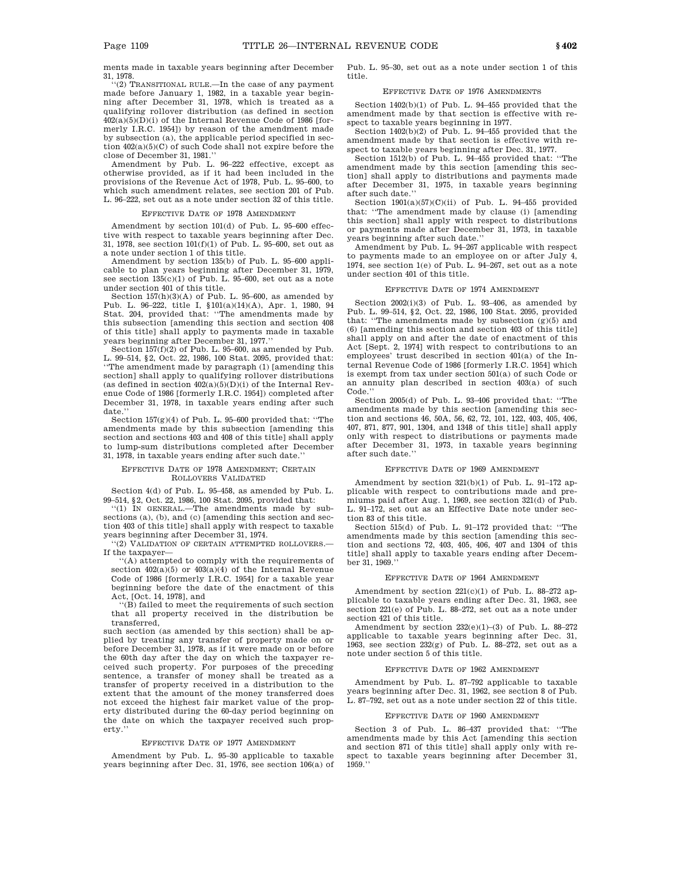ments made in taxable years beginning after December 31, 1978.

''(2) TRANSITIONAL RULE.—In the case of any payment made before January 1, 1982, in a taxable year beginning after December 31, 1978, which is treated as a qualifying rollover distribution (as defined in section 402(a)(5)(D)(i) of the Internal Revenue Code of 1986 [formerly I.R.C. 1954]) by reason of the amendment made by subsection (a), the applicable period specified in section 402(a)(5)(C) of such Code shall not expire before the close of December 31, 1981.''

Amendment by Pub. L. 96–222 effective, except as otherwise provided, as if it had been included in the provisions of the Revenue Act of 1978, Pub. L. 95–600, to which such amendment relates, see section 201 of Pub. L. 96–222, set out as a note under section 32 of this title.

### EFFECTIVE DATE OF 1978 AMENDMENT

Amendment by section 101(d) of Pub. L. 95–600 effective with respect to taxable years beginning after Dec. 31, 1978, see section 101(f)(1) of Pub. L. 95–600, set out as a note under section 1 of this title.

Amendment by section 135(b) of Pub. L. 95–600 applicable to plan years beginning after December 31, 1979, see section 135(c)(1) of Pub. L. 95–600, set out as a note under section 401 of this title.

Section 157(h)(3)(A) of Pub. L. 95–600, as amended by Pub. L. 96–222, title I, §101(a)(14)(A), Apr. 1, 1980, 94 Stat. 204, provided that: ''The amendments made by this subsection [amending this section and section 408 of this title] shall apply to payments made in taxable years beginning after December 31, 1977.''

Section 157(f)(2) of Pub. L. 95–600, as amended by Pub. L. 99–514, §2, Oct. 22, 1986, 100 Stat. 2095, provided that: ''The amendment made by paragraph (1) [amending this section] shall apply to qualifying rollover distributions (as defined in section 402(a)(5)(D)(i) of the Internal Revenue Code of 1986 [formerly I.R.C. 1954]) completed after December 31, 1978, in taxable years ending after such date.''

Section 157(g)(4) of Pub. L. 95–600 provided that: ''The amendments made by this subsection [amending this section and sections 403 and 408 of this title] shall apply to lump-sum distributions completed after December 31, 1978, in taxable years ending after such date.''

### EFFECTIVE DATE OF 1978 AMENDMENT; CERTAIN ROLLOVERS VALIDATED

Section 4(d) of Pub. L. 95–458, as amended by Pub. L. 99–514, §2, Oct. 22, 1986, 100 Stat. 2095, provided that:

''(1) IN GENERAL.—The amendments made by subsections (a), (b), and (c) [amending this section and section 403 of this title] shall apply with respect to taxable years beginning after December 31, 1974.

''(2) VALIDATION OF CERTAIN ATTEMPTED ROLLOVERS.—If the taxpayer—

''(A) attempted to comply with the requirements of section 402(a)(5) or 403(a)(4) of the Internal Revenue Code of 1986 [formerly I.R.C. 1954] for a taxable year beginning before the date of the enactment of this Act, [Oct. 14, 1978], and

''(B) failed to meet the requirements of such section that all property received in the distribution be transferred,

such section (as amended by this section) shall be applied by treating any transfer of property made on or before December 31, 1978, as if it were made on or before the 60th day after the day on which the taxpayer received such property. For purposes of the preceding sentence, a transfer of money shall be treated as a transfer of property received in a distribution to the extent that the amount of the money transferred does not exceed the highest fair market value of the property distributed during the 60-day period beginning on the date on which the taxpayer received such property.''

### EFFECTIVE DATE OF 1977 AMENDMENT

Amendment by Pub. L. 95–30 applicable to taxable years beginning after Dec. 31, 1976, see section 106(a) of Pub. L. 95–30, set out as a note under section 1 of this title.

### EFFECTIVE DATE OF 1976 AMENDMENTS

Section 1402(b)(1) of Pub. L. 94–455 provided that the amendment made by that section is effective with respect to taxable years beginning in 1977.

Section 1402(b)(2) of Pub. L. 94–455 provided that the amendment made by that section is effective with respect to taxable years beginning after Dec. 31, 1977.

Section 1512(b) of Pub. L. 94–455 provided that: ''The amendment made by this section [amending this section] shall apply to distributions and payments made after December 31, 1975, in taxable years beginning after such date.''

Section 1901(a)(57)(C)(ii) of Pub. L. 94–455 provided that: ''The amendment made by clause (i) [amending this section] shall apply with respect to distributions or payments made after December 31, 1973, in taxable years beginning after such date.''

Amendment by Pub. L. 94–267 applicable with respect to payments made to an employee on or after July 4, 1974, see section 1(e) of Pub. L. 94–267, set out as a note under section 401 of this title.

### EFFECTIVE DATE OF 1974 AMENDMENT

Section 2002(i)(3) of Pub. L. 93–406, as amended by Pub. L. 99–514, §2, Oct. 22, 1986, 100 Stat. 2095, provided that: ''The amendments made by subsection (g)(5) and (6) [amending this section and section 403 of this title] shall apply on and after the date of enactment of this Act [Sept. 2, 1974] with respect to contributions to an employees' trust described in section 401(a) of the Internal Revenue Code of 1986 [formerly I.R.C. 1954] which is exempt from tax under section 501(a) of such Code or an annuity plan described in section 403(a) of such Code.''

Section 2005(d) of Pub. L. 93–406 provided that: ''The amendments made by this section [amending this section and sections 46, 50A, 56, 62, 72, 101, 122, 403, 405, 406, 407, 871, 877, 901, 1304, and 1348 of this title] shall apply only with respect to distributions or payments made after December 31, 1973, in taxable years beginning after such date.''

### EFFECTIVE DATE OF 1969 AMENDMENT

Amendment by section 321(b)(1) of Pub. L. 91–172 applicable with respect to contributions made and premiums paid after Aug. 1, 1969, see section 321(d) of Pub. L. 91–172, set out as an Effective Date note under section 83 of this title.

Section 515(d) of Pub. L. 91–172 provided that: ''The amendments made by this section [amending this section and sections 72, 403, 405, 406, 407 and 1304 of this title] shall apply to taxable years ending after December 31, 1969.''

### EFFECTIVE DATE OF 1964 AMENDMENT

Amendment by section 221(c)(1) of Pub. L. 88–272 applicable to taxable years ending after Dec. 31, 1963, see section 221(e) of Pub. L. 88–272, set out as a note under section 421 of this title.

Amendment by section 232(e)(1)–(3) of Pub. L. 88–272 applicable to taxable years beginning after Dec. 31, 1963, see section 232(g) of Pub. L. 88–272, set out as a note under section 5 of this title.

### EFFECTIVE DATE OF 1962 AMENDMENT

Amendment by Pub. L. 87–792 applicable to taxable years beginning after Dec. 31, 1962, see section 8 of Pub. L. 87–792, set out as a note under section 22 of this title.

### EFFECTIVE DATE OF 1960 AMENDMENT

Section 3 of Pub. L. 86–437 provided that: ''The amendments made by this Act [amending this section and section 871 of this title] shall apply only with respect to taxable years beginning after December 31, 1959.''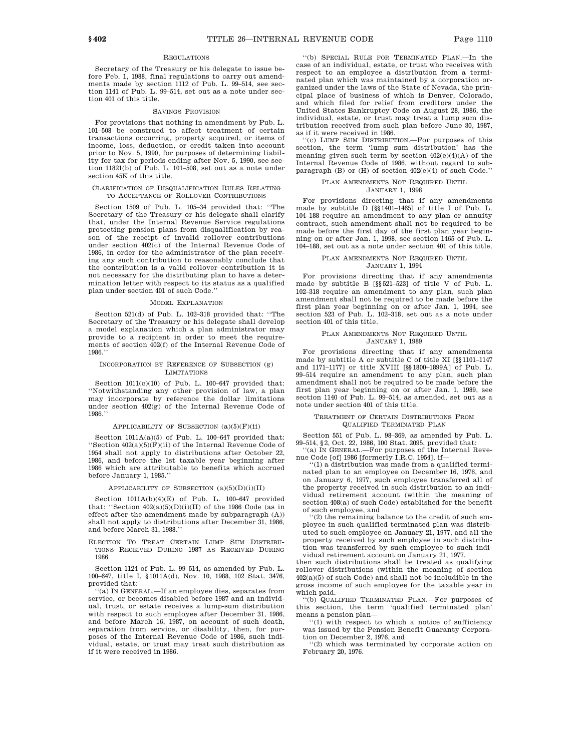### Regulations

Secretary of the Treasury or his delegate to issue before Feb. 1, 1988, final regulations to carry out amendments made by section 1112 of Pub. L. 99–514, see section 1141 of Pub. L. 99–514, set out as a note under section 401 of this title.

### Savings Provision

For provisions that nothing in amendment by Pub. L. 101–508 be construed to affect treatment of certain transactions occurring, property acquired, or items of income, loss, deduction, or credit taken into account prior to Nov. 5, 1990, for purposes of determining liability for tax for periods ending after Nov. 5, 1990, see section 11821(b) of Pub. L. 101–508, set out as a note under section 45K of this title.

### Clarification of Disqualification Rules Relating to Acceptance of Rollover Contributions

Section 1509 of Pub. L. 105–34 provided that: ''The Secretary of the Treasury or his delegate shall clarify that, under the Internal Revenue Service regulations protecting pension plans from disqualification by reason of the receipt of invalid rollover contributions under section 402(c) of the Internal Revenue Code of 1986, in order for the administrator of the plan receiving any such contribution to reasonably conclude that the contribution is a valid rollover contribution it is not necessary for the distributing plan to have a determination letter with respect to its status as a qualified plan under section 401 of such Code.''

### Model Explanation

Section 521(d) of Pub. L. 102–318 provided that: ''The Secretary of the Treasury or his delegate shall develop a model explanation which a plan administrator may provide to a recipient in order to meet the requirements of section 402(f) of the Internal Revenue Code of 1986.''

### Incorporation by Reference of Subsection (g) Limitations

Section 1011(c)(10) of Pub. L. 100–647 provided that: ''Notwithstanding any other provision of law, a plan may incorporate by reference the dollar limitations under section 402(g) of the Internal Revenue Code of 1986.''

### Applicability of Subsection (a)(5)(F)(ii)

Section 1011A(a)(5) of Pub. L. 100–647 provided that: ''Section 402(a)(5)(F)(ii) of the Internal Revenue Code of 1954 shall not apply to distributions after October 22, 1986, and before the 1st taxable year beginning after 1986 which are attributable to benefits which accrued before January 1, 1985.''

### Applicability of Subsection (a)(5)(D)(i)(II)

Section 1011A(b)(4)(E) of Pub. L. 100–647 provided that: ''Section 402(a)(5)(D)(i)(II) of the 1986 Code (as in effect after the amendment made by subparagraph (A)) shall not apply to distributions after December 31, 1986, and before March 31, 1988.''

### Election To Treat Certain Lump Sum Distributions Received During 1987 as Received During 1986

Section 1124 of Pub. L. 99–514, as amended by Pub. L. 100–647, title I, §1011A(d), Nov. 10, 1988, 102 Stat. 3476, provided that:

''(a) In General.—If an employee dies, separates from service, or becomes disabled before 1987 and an individual, trust, or estate receives a lump-sum distribution with respect to such employee after December 31, 1986, and before March 16, 1987, on account of such death, separation from service, or disability, then, for purposes of the Internal Revenue Code of 1986, such individual, estate, or trust may treat such distribution as if it were received in 1986.

''(b) Special Rule for Terminated Plan.—In the case of an individual, estate, or trust who receives with respect to an employee a distribution from a terminated plan which was maintained by a corporation organized under the laws of the State of Nevada, the principal place of business of which is Denver, Colorado, and which filed for relief from creditors under the United States Bankruptcy Code on August 28, 1986, the individual, estate, or trust may treat a lump sum distribution received from such plan before June 30, 1987, as if it were received in 1986.

''(c) Lump Sum Distribution.—For purposes of this section, the term 'lump sum distribution' has the meaning given such term by section 402(e)(4)(A) of the Internal Revenue Code of 1986, without regard to subparagraph (B) or (H) of section 402(e)(4) of such Code.''

### Plan Amendments Not Required Until January 1, 1998

For provisions directing that if any amendments made by subtitle D [§§1401–1465] of title I of Pub. L. 104–188 require an amendment to any plan or annuity contract, such amendment shall not be required to be made before the first day of the first plan year beginning on or after Jan. 1, 1998, see section 1465 of Pub. L. 104–188, set out as a note under section 401 of this title.

### Plan Amendments Not Required Until January 1, 1994

For provisions directing that if any amendments made by subtitle B [§§521–523] of title V of Pub. L. 102–318 require an amendment to any plan, such plan amendment shall not be required to be made before the first plan year beginning on or after Jan. 1, 1994, see section 523 of Pub. L. 102–318, set out as a note under section 401 of this title.

### Plan Amendments Not Required Until January 1, 1989

For provisions directing that if any amendments made by subtitle A or subtitle C of title XI [§§1101–1147 and 1171–1177] or title XVIII [§§1800–1899A] of Pub. L. 99–514 require an amendment to any plan, such plan amendment shall not be required to be made before the first plan year beginning on or after Jan. 1, 1989, see section 1140 of Pub. L. 99–514, as amended, set out as a note under section 401 of this title.

### Treatment of Certain Distributions From Qualified Terminated Plan

Section 551 of Pub. L. 98–369, as amended by Pub. L. 99–514, §2, Oct. 22, 1986, 100 Stat. 2095, provided that:

''(a) In General.—For purposes of the Internal Revenue Code [of] 1986 [formerly I.R.C. 1954], if—

''(1) a distribution was made from a qualified terminated plan to an employee on December 16, 1976, and on January 6, 1977, such employee transferred all of the property received in such distribution to an individual retirement account (within the meaning of section 408(a) of such Code) established for the benefit of such employee, and

''(2) the remaining balance to the credit of such employee in such qualified terminated plan was distributed to such employee on January 21, 1977, and all the property received by such employee in such distribution was transferred by such employee to such individual retirement account on January 21, 1977,

then such distributions shall be treated as qualifying rollover distributions (within the meaning of section 402(a)(5) of such Code) and shall not be includible in the gross income of such employee for the taxable year in which paid.

''(b) Qualified Terminated Plan.—For purposes of this section, the term 'qualified terminated plan' means a pension plan—

''(1) with respect to which a notice of sufficiency was issued by the Pension Benefit Guaranty Corporation on December 2, 1976, and

''(2) which was terminated by corporate action on February 20, 1976.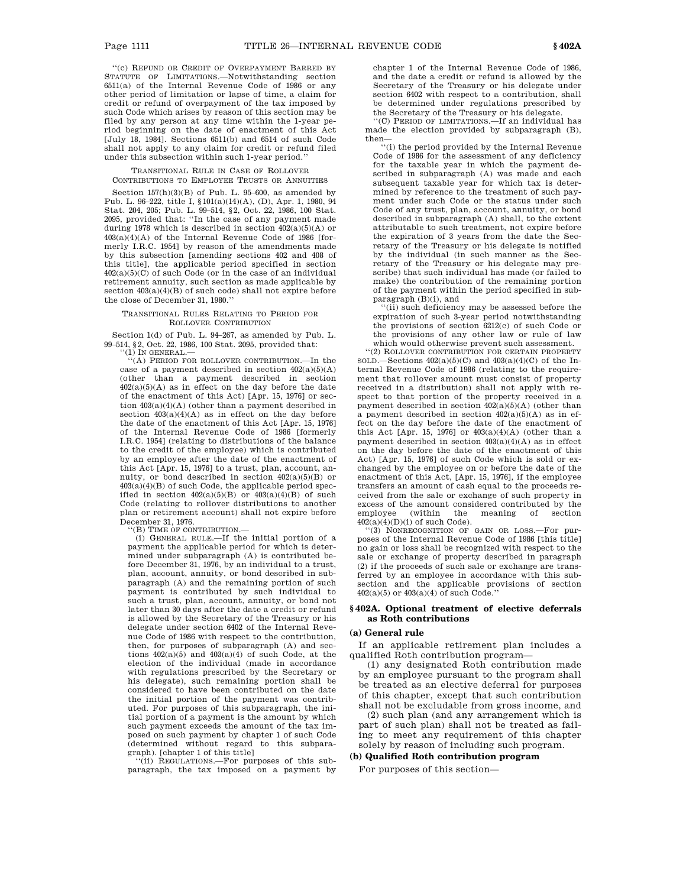''(c) REFUND OR CREDIT OF OVERPAYMENT BARRED BY STATUTE OF LIMITATIONS.—Notwithstanding section 6511(a) of the Internal Revenue Code of 1986 or any other period of limitation or lapse of time, a claim for credit or refund of overpayment of the tax imposed by such Code which arises by reason of this section may be filed by any person at any time within the 1-year period beginning on the date of enactment of this Act [July 18, 1984]. Sections 6511(b) and 6514 of such Code shall not apply to any claim for credit or refund filed under this subsection within such 1-year period.''

TRANSITIONAL RULE IN CASE OF ROLLOVER CONTRIBUTIONS TO EMPLOYEE TRUSTS OR ANNUITIES

Section 157(h)(3)(B) of Pub. L. 95–600, as amended by Pub. L. 96–222, title I, §101(a)(14)(A), (D), Apr. 1, 1980, 94 Stat. 204, 205; Pub. L. 99–514, §2, Oct. 22, 1986, 100 Stat. 2095, provided that: ''In the case of any payment made during 1978 which is described in section 402(a)(5)(A) or 403(a)(4)(A) of the Internal Revenue Code of 1986 [formerly I.R.C. 1954] by reason of the amendments made by this subsection [amending sections 402 and 408 of this title], the applicable period specified in section 402(a)(5)(C) of such Code (or in the case of an individual retirement annuity, such section as made applicable by section 403(a)(4)(B) of such code) shall not expire before the close of December 31, 1980.''

TRANSITIONAL RULES RELATING TO PERIOD FOR ROLLOVER CONTRIBUTION

Section 1(d) of Pub. L. 94–267, as amended by Pub. L. 99–514, §2, Oct. 22, 1986, 100 Stat. 2095, provided that:

''(1) IN GENERAL.—

''(A) PERIOD FOR ROLLOVER CONTRIBUTION.—In the case of a payment described in section 402(a)(5)(A) (other than a payment described in section 402(a)(5)(A) as in effect on the day before the date of the enactment of this Act) [Apr. 15, 1976] or section 403(a)(4)(A) (other than a payment described in section 403(a)(4)(A) as in effect on the day before the date of the enactment of this Act [Apr. 15, 1976] of the Internal Revenue Code of 1986 [formerly I.R.C. 1954] (relating to distributions of the balance to the credit of the employee) which is contributed by an employee after the date of the enactment of this Act [Apr. 15, 1976] to a trust, plan, account, annuity, or bond described in section 402(a)(5)(B) or 403(a)(4)(B) of such Code, the applicable period specified in section 402(a)(5)(B) or 403(a)(4)(B) of such Code (relating to rollover distributions to another plan or retirement account) shall not expire before December 31, 1976.

''(B) TIME OF CONTRIBUTION.—

(i) GENERAL RULE.—If the initial portion of a payment the applicable period for which is determined under subparagraph (A) is contributed before December 31, 1976, by an individual to a trust, plan, account, annuity, or bond described in subparagraph (A) and the remaining portion of such payment is contributed by such individual to such a trust, plan, account, annuity, or bond not later than 30 days after the date a credit or refund is allowed by the Secretary of the Treasury or his delegate under section 6402 of the Internal Revenue Code of 1986 with respect to the contribution, then, for purposes of subparagraph (A) and sections 402(a)(5) and 403(a)(4) of such Code, at the election of the individual (made in accordance with regulations prescribed by the Secretary or his delegate), such remaining portion shall be considered to have been contributed on the date the initial portion of the payment was contributed. For purposes of this subparagraph, the initial portion of a payment is the amount by which such payment exceeds the amount of the tax imposed on such payment by chapter 1 of such Code (determined without regard to this subparagraph). [chapter 1 of this title]

''(ii) REGULATIONS.—For purposes of this subparagraph, the tax imposed on a payment by chapter 1 of the Internal Revenue Code of 1986, and the date a credit or refund is allowed by the Secretary of the Treasury or his delegate under section 6402 with respect to a contribution, shall be determined under regulations prescribed by the Secretary of the Treasury or his delegate.

''(C) PERIOD OF LIMITATIONS.—If an individual has made the election provided by subparagraph (B), then—

''(i) the period provided by the Internal Revenue Code of 1986 for the assessment of any deficiency for the taxable year in which the payment described in subparagraph (A) was made and each subsequent taxable year for which tax is determined by reference to the treatment of such payment under such Code or the status under such Code of any trust, plan, account, annuity, or bond described in subparagraph (A) shall, to the extent attributable to such treatment, not expire before the expiration of 3 years from the date the Secretary of the Treasury or his delegate is notified by the individual (in such manner as the Secretary of the Treasury or his delegate may prescribe) that such individual has made (or failed to make) the contribution of the remaining portion of the payment within the period specified in subparagraph (B)(i), and

''(ii) such deficiency may be assessed before the expiration of such 3-year period notwithstanding the provisions of section 6212(c) of such Code or the provisions of any other law or rule of law which would otherwise prevent such assessment.

''(2) ROLLOVER CONTRIBUTION FOR CERTAIN PROPERTY SOLD.—Sections 402(a)(5)(C) and 403(a)(4)(C) of the Internal Revenue Code of 1986 (relating to the requirement that rollover amount must consist of property received in a distribution) shall not apply with respect to that portion of the property received in a payment described in section 402(a)(5)(A) (other than a payment described in section 402(a)(5)(A) as in effect on the day before the date of the enactment of this Act [Apr. 15, 1976] or 403(a)(4)(A) (other than a payment described in section 403(a)(4)(A) as in effect on the day before the date of the enactment of this Act) [Apr. 15, 1976] of such Code which is sold or exchanged by the employee on or before the date of the enactment of this Act, [Apr. 15, 1976], if the employee transfers an amount of cash equal to the proceeds received from the sale or exchange of such property in excess of the amount considered contributed by the employee (within the meaning of section 402(a)(4)(D)(i) of such Code).

''(3) NONRECOGNITION OF GAIN OR LOSS.—For purposes of the Internal Revenue Code of 1986 [this title] no gain or loss shall be recognized with respect to the sale or exchange of property described in paragraph (2) if the proceeds of such sale or exchange are transferred by an employee in accordance with this subsection and the applicable provisions of section 402(a)(5) or 403(a)(4) of such Code.''

## §402A. Optional treatment of elective deferrals as Roth contributions

### (a) General rule

If an applicable retirement plan includes a qualified Roth contribution program—

(1) any designated Roth contribution made by an employee pursuant to the program shall be treated as an elective deferral for purposes of this chapter, except that such contribution shall not be excludable from gross income, and

(2) such plan (and any arrangement which is part of such plan) shall not be treated as failing to meet any requirement of this chapter solely by reason of including such program.

### (b) Qualified Roth contribution program

For purposes of this section—